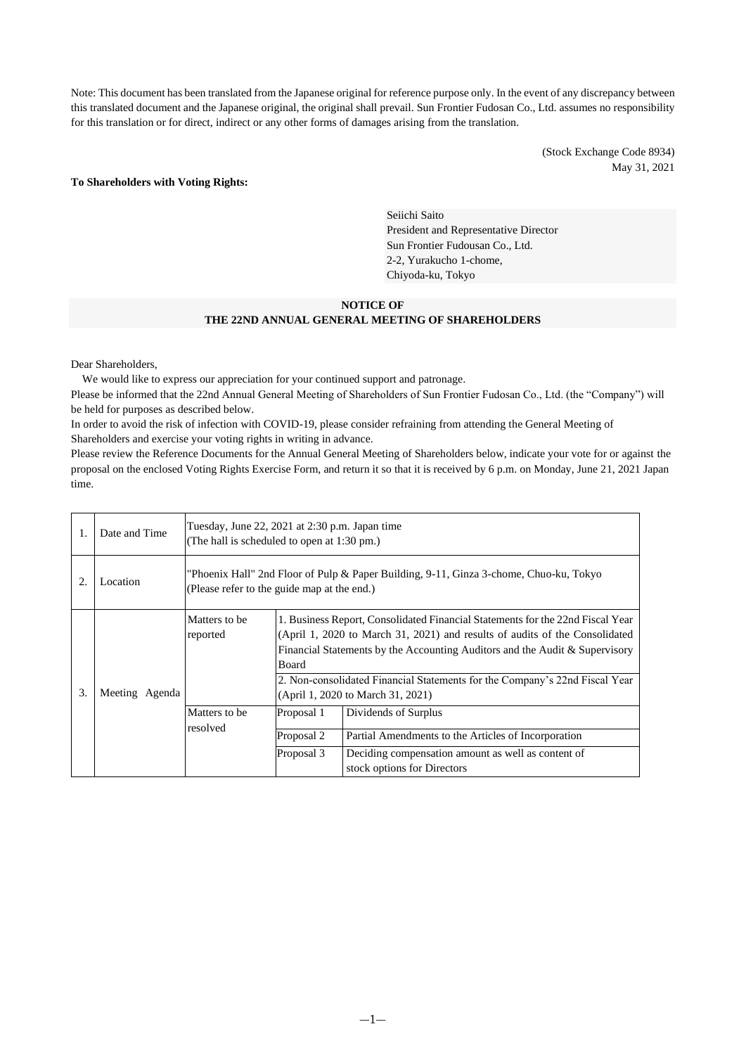Note: This document has been translated from the Japanese original for reference purpose only. In the event of any discrepancy between this translated document and the Japanese original, the original shall prevail. Sun Frontier Fudosan Co., Ltd. assumes no responsibility for this translation or for direct, indirect or any other forms of damages arising from the translation.

(Stock Exchange Code 8934)
May 31, 2021

**To Shareholders with Voting Rights:**

Seiichi Saito
President and Representative Director
Sun Frontier Fudousan Co., Ltd.
2-2, Yurakucho 1-chome,
Chiyoda-ku, Tokyo

**NOTICE OF**
**THE 22ND ANNUAL GENERAL MEETING OF SHAREHOLDERS**

Dear Shareholders,

We would like to express our appreciation for your continued support and patronage.

Please be informed that the 22nd Annual General Meeting of Shareholders of Sun Frontier Fudosan Co., Ltd. (the "Company") will be held for purposes as described below.

In order to avoid the risk of infection with COVID-19, please consider refraining from attending the General Meeting of Shareholders and exercise your voting rights in writing in advance.

Please review the Reference Documents for the Annual General Meeting of Shareholders below, indicate your vote for or against the proposal on the enclosed Voting Rights Exercise Form, and return it so that it is received by 6 p.m. on Monday, June 21, 2021 Japan time.

| | | | | |
|---|---|---|---|---|
| 1. | Date and Time | Tuesday, June 22, 2021 at 2:30 p.m. Japan time (The hall is scheduled to open at 1:30 pm.) | | |
| 2. | Location | "Phoenix Hall" 2nd Floor of Pulp & Paper Building, 9-11, Ginza 3-chome, Chuo-ku, Tokyo (Please refer to the guide map at the end.) | | |
| 3. | Meeting Agenda | Matters to be reported | 1. Business Report, Consolidated Financial Statements for the 22nd Fiscal Year (April 1, 2020 to March 31, 2021) and results of audits of the Consolidated Financial Statements by the Accounting Auditors and the Audit & Supervisory Board<br>2. Non-consolidated Financial Statements for the Company's 22nd Fiscal Year (April 1, 2020 to March 31, 2021) | |
| | | Matters to be resolved | Proposal 1 | Dividends of Surplus |
| | | | Proposal 2 | Partial Amendments to the Articles of Incorporation |
| | | | Proposal 3 | Deciding compensation amount as well as content of stock options for Directors |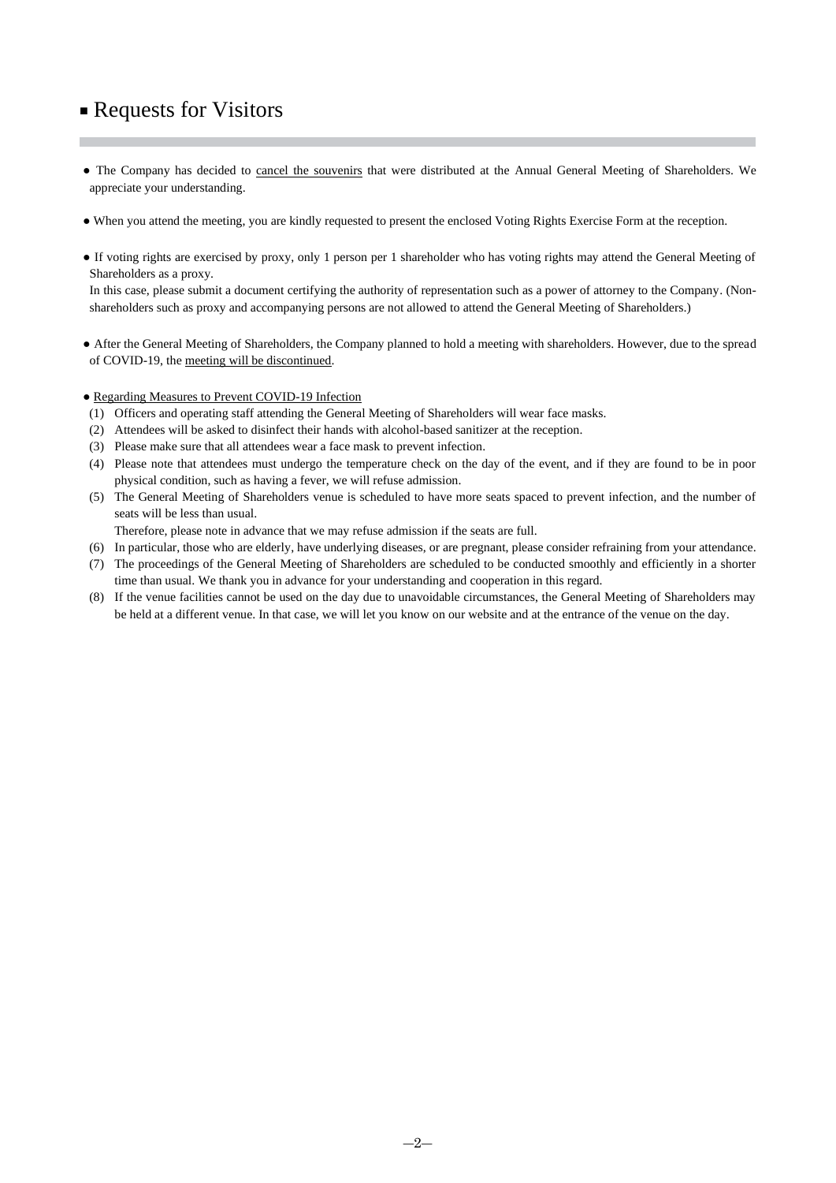## ■ Requests for Visitors

- The Company has decided to cancel the souvenirs that were distributed at the Annual General Meeting of Shareholders. We appreciate your understanding.

- When you attend the meeting, you are kindly requested to present the enclosed Voting Rights Exercise Form at the reception.

- If voting rights are exercised by proxy, only 1 person per 1 shareholder who has voting rights may attend the General Meeting of Shareholders as a proxy.
  In this case, please submit a document certifying the authority of representation such as a power of attorney to the Company. (Non-shareholders such as proxy and accompanying persons are not allowed to attend the General Meeting of Shareholders.)

- After the General Meeting of Shareholders, the Company planned to hold a meeting with shareholders. However, due to the spread of COVID-19, the meeting will be discontinued.

- Regarding Measures to Prevent COVID-19 Infection
  (1) Officers and operating staff attending the General Meeting of Shareholders will wear face masks.
  (2) Attendees will be asked to disinfect their hands with alcohol-based sanitizer at the reception.
  (3) Please make sure that all attendees wear a face mask to prevent infection.
  (4) Please note that attendees must undergo the temperature check on the day of the event, and if they are found to be in poor physical condition, such as having a fever, we will refuse admission.
  (5) The General Meeting of Shareholders venue is scheduled to have more seats spaced to prevent infection, and the number of seats will be less than usual.
  Therefore, please note in advance that we may refuse admission if the seats are full.
  (6) In particular, those who are elderly, have underlying diseases, or are pregnant, please consider refraining from your attendance.
  (7) The proceedings of the General Meeting of Shareholders are scheduled to be conducted smoothly and efficiently in a shorter time than usual. We thank you in advance for your understanding and cooperation in this regard.
  (8) If the venue facilities cannot be used on the day due to unavoidable circumstances, the General Meeting of Shareholders may be held at a different venue. In that case, we will let you know on our website and at the entrance of the venue on the day.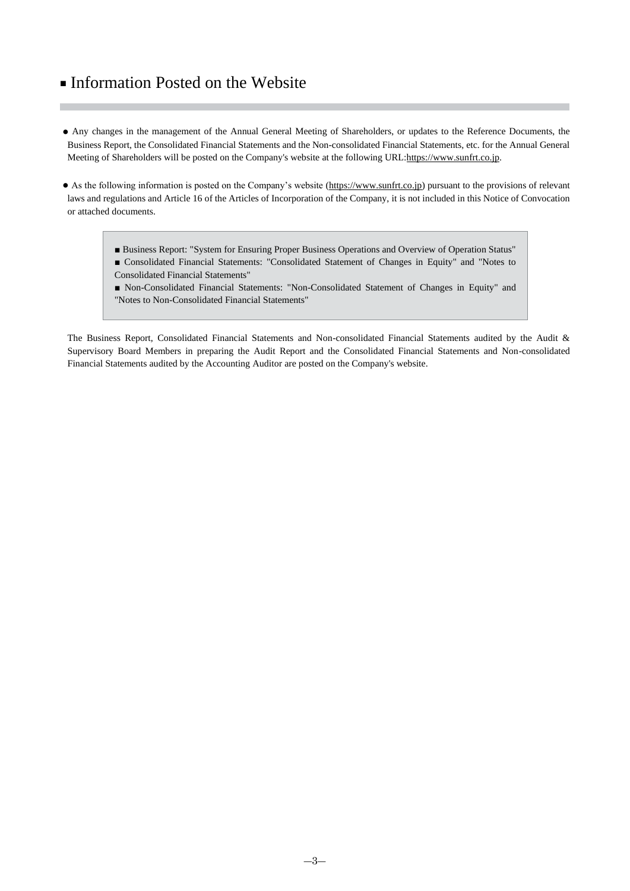# ■ Information Posted on the Website

- Any changes in the management of the Annual General Meeting of Shareholders, or updates to the Reference Documents, the Business Report, the Consolidated Financial Statements and the Non-consolidated Financial Statements, etc. for the Annual General Meeting of Shareholders will be posted on the Company's website at the following URL:https://www.sunfrt.co.jp.

- As the following information is posted on the Company's website (https://www.sunfrt.co.jp) pursuant to the provisions of relevant laws and regulations and Article 16 of the Articles of Incorporation of the Company, it is not included in this Notice of Convocation or attached documents.

> ■ Business Report: "System for Ensuring Proper Business Operations and Overview of Operation Status"
> ■ Consolidated Financial Statements: "Consolidated Statement of Changes in Equity" and "Notes to Consolidated Financial Statements"
> ■ Non-Consolidated Financial Statements: "Non-Consolidated Statement of Changes in Equity" and "Notes to Non-Consolidated Financial Statements"

The Business Report, Consolidated Financial Statements and Non-consolidated Financial Statements audited by the Audit & Supervisory Board Members in preparing the Audit Report and the Consolidated Financial Statements and Non-consolidated Financial Statements audited by the Accounting Auditor are posted on the Company's website.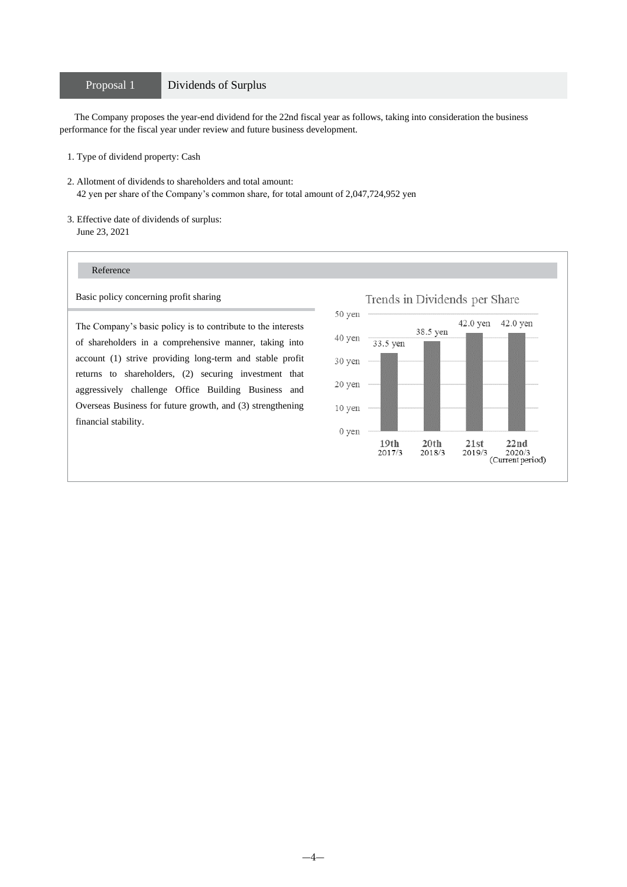## Proposal 1 Dividends of Surplus

The Company proposes the year-end dividend for the 22nd fiscal year as follows, taking into consideration the business performance for the fiscal year under review and future business development.

1. Type of dividend property: Cash

2. Allotment of dividends to shareholders and total amount:
   42 yen per share of the Company's common share, for total amount of 2,047,724,952 yen

3. Effective date of dividends of surplus:
   June 23, 2021

### Reference

**Basic policy concerning profit sharing**

The Company's basic policy is to contribute to the interests of shareholders in a comprehensive manner, taking into account (1) strive providing long-term and stable profit returns to shareholders, (2) securing investment that aggressively challenge Office Building Business and Overseas Business for future growth, and (3) strengthening financial stability.

**Trends in Dividends per Share**

| Fiscal period | Dividend per share |
|---|---|
| 19th (2017/3) | 33.5 yen |
| 20th (2018/3) | 38.5 yen |
| 21st (2019/3) | 42.0 yen |
| 22nd (2020/3) (Current period) | 42.0 yen |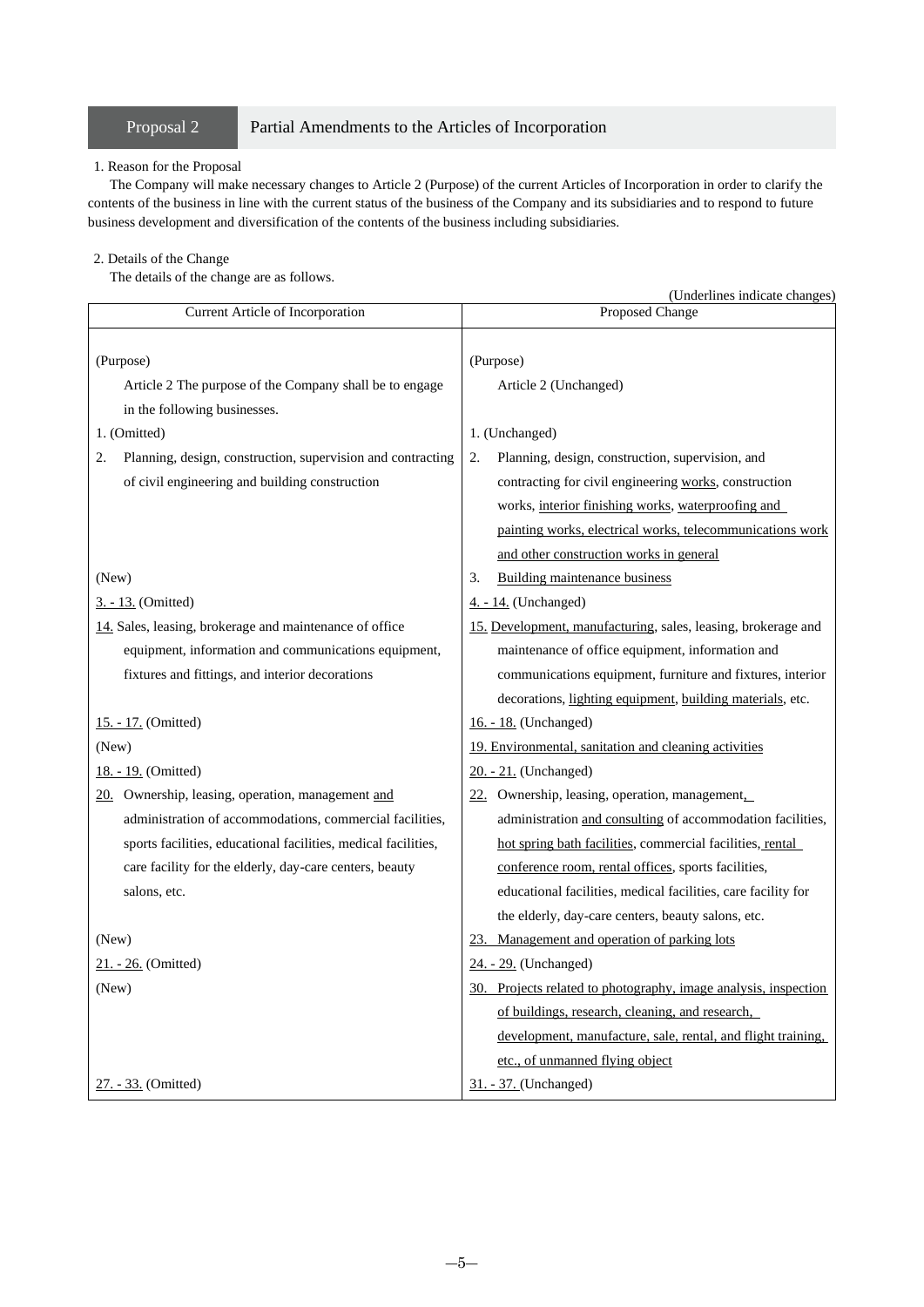## Proposal 2 Partial Amendments to the Articles of Incorporation

1. Reason for the Proposal

The Company will make necessary changes to Article 2 (Purpose) of the current Articles of Incorporation in order to clarify the contents of the business in line with the current status of the business of the Company and its subsidiaries and to respond to future business development and diversification of the contents of the business including subsidiaries.

2. Details of the Change

The details of the change are as follows.

(Underlines indicate changes)

| Current Article of Incorporation | Proposed Change |
|---|---|
| (Purpose)<br>Article 2 The purpose of the Company shall be to engage in the following businesses. | (Purpose)<br>Article 2 (Unchanged) |
| 1. (Omitted) | 1. (Unchanged) |
| 2. Planning, design, construction, supervision and contracting of civil engineering and building construction | 2. Planning, design, construction, supervision, and contracting for civil engineering works, construction works, interior finishing works, waterproofing and painting works, electrical works, telecommunications work and other construction works in general |
| (New) | 3. Building maintenance business |
| 3. - 13. (Omitted) | 4. - 14. (Unchanged) |
| 14. Sales, leasing, brokerage and maintenance of office equipment, information and communications equipment, fixtures and fittings, and interior decorations | 15. Development, manufacturing, sales, leasing, brokerage and maintenance of office equipment, information and communications equipment, furniture and fixtures, interior decorations, lighting equipment, building materials, etc. |
| 15. - 17. (Omitted) | 16. - 18. (Unchanged) |
| (New) | 19. Environmental, sanitation and cleaning activities |
| 18. - 19. (Omitted) | 20. - 21. (Unchanged) |
| 20. Ownership, leasing, operation, management and administration of accommodations, commercial facilities, sports facilities, educational facilities, medical facilities, care facility for the elderly, day-care centers, beauty salons, etc. | 22. Ownership, leasing, operation, management, administration and consulting of accommodation facilities, hot spring bath facilities, commercial facilities, rental conference room, rental offices, sports facilities, educational facilities, medical facilities, care facility for the elderly, day-care centers, beauty salons, etc. |
| (New) | 23. Management and operation of parking lots |
| 21. - 26. (Omitted) | 24. - 29. (Unchanged) |
| (New) | 30. Projects related to photography, image analysis, inspection of buildings, research, cleaning, and research, development, manufacture, sale, rental, and flight training, etc., of unmanned flying object |
| 27. - 33. (Omitted) | 31. - 37. (Unchanged) |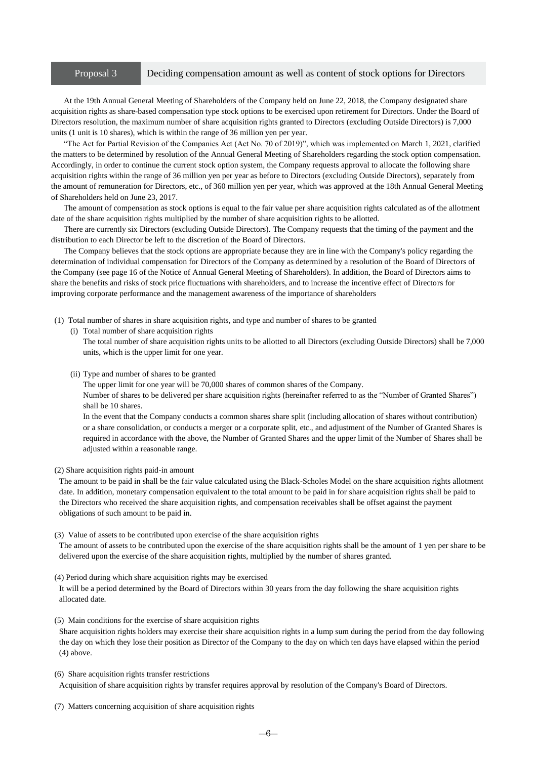## Proposal 3 Deciding compensation amount as well as content of stock options for Directors

At the 19th Annual General Meeting of Shareholders of the Company held on June 22, 2018, the Company designated share acquisition rights as share-based compensation type stock options to be exercised upon retirement for Directors. Under the Board of Directors resolution, the maximum number of share acquisition rights granted to Directors (excluding Outside Directors) is 7,000 units (1 unit is 10 shares), which is within the range of 36 million yen per year.

"The Act for Partial Revision of the Companies Act (Act No. 70 of 2019)", which was implemented on March 1, 2021, clarified the matters to be determined by resolution of the Annual General Meeting of Shareholders regarding the stock option compensation. Accordingly, in order to continue the current stock option system, the Company requests approval to allocate the following share acquisition rights within the range of 36 million yen per year as before to Directors (excluding Outside Directors), separately from the amount of remuneration for Directors, etc., of 360 million yen per year, which was approved at the 18th Annual General Meeting of Shareholders held on June 23, 2017.

The amount of compensation as stock options is equal to the fair value per share acquisition rights calculated as of the allotment date of the share acquisition rights multiplied by the number of share acquisition rights to be allotted.

There are currently six Directors (excluding Outside Directors). The Company requests that the timing of the payment and the distribution to each Director be left to the discretion of the Board of Directors.

The Company believes that the stock options are appropriate because they are in line with the Company's policy regarding the determination of individual compensation for Directors of the Company as determined by a resolution of the Board of Directors of the Company (see page 16 of the Notice of Annual General Meeting of Shareholders). In addition, the Board of Directors aims to share the benefits and risks of stock price fluctuations with shareholders, and to increase the incentive effect of Directors for improving corporate performance and the management awareness of the importance of shareholders

(1) Total number of shares in share acquisition rights, and type and number of shares to be granted

(i) Total number of share acquisition rights

The total number of share acquisition rights units to be allotted to all Directors (excluding Outside Directors) shall be 7,000 units, which is the upper limit for one year.

(ii) Type and number of shares to be granted

The upper limit for one year will be 70,000 shares of common shares of the Company.

Number of shares to be delivered per share acquisition rights (hereinafter referred to as the "Number of Granted Shares") shall be 10 shares.

In the event that the Company conducts a common shares share split (including allocation of shares without contribution) or a share consolidation, or conducts a merger or a corporate split, etc., and adjustment of the Number of Granted Shares is required in accordance with the above, the Number of Granted Shares and the upper limit of the Number of Shares shall be adjusted within a reasonable range.

(2) Share acquisition rights paid-in amount

The amount to be paid in shall be the fair value calculated using the Black-Scholes Model on the share acquisition rights allotment date. In addition, monetary compensation equivalent to the total amount to be paid in for share acquisition rights shall be paid to the Directors who received the share acquisition rights, and compensation receivables shall be offset against the payment obligations of such amount to be paid in.

(3) Value of assets to be contributed upon exercise of the share acquisition rights

The amount of assets to be contributed upon the exercise of the share acquisition rights shall be the amount of 1 yen per share to be delivered upon the exercise of the share acquisition rights, multiplied by the number of shares granted.

(4) Period during which share acquisition rights may be exercised

It will be a period determined by the Board of Directors within 30 years from the day following the share acquisition rights allocated date.

(5) Main conditions for the exercise of share acquisition rights

Share acquisition rights holders may exercise their share acquisition rights in a lump sum during the period from the day following the day on which they lose their position as Director of the Company to the day on which ten days have elapsed within the period (4) above.

(6) Share acquisition rights transfer restrictions

Acquisition of share acquisition rights by transfer requires approval by resolution of the Company's Board of Directors.

(7) Matters concerning acquisition of share acquisition rights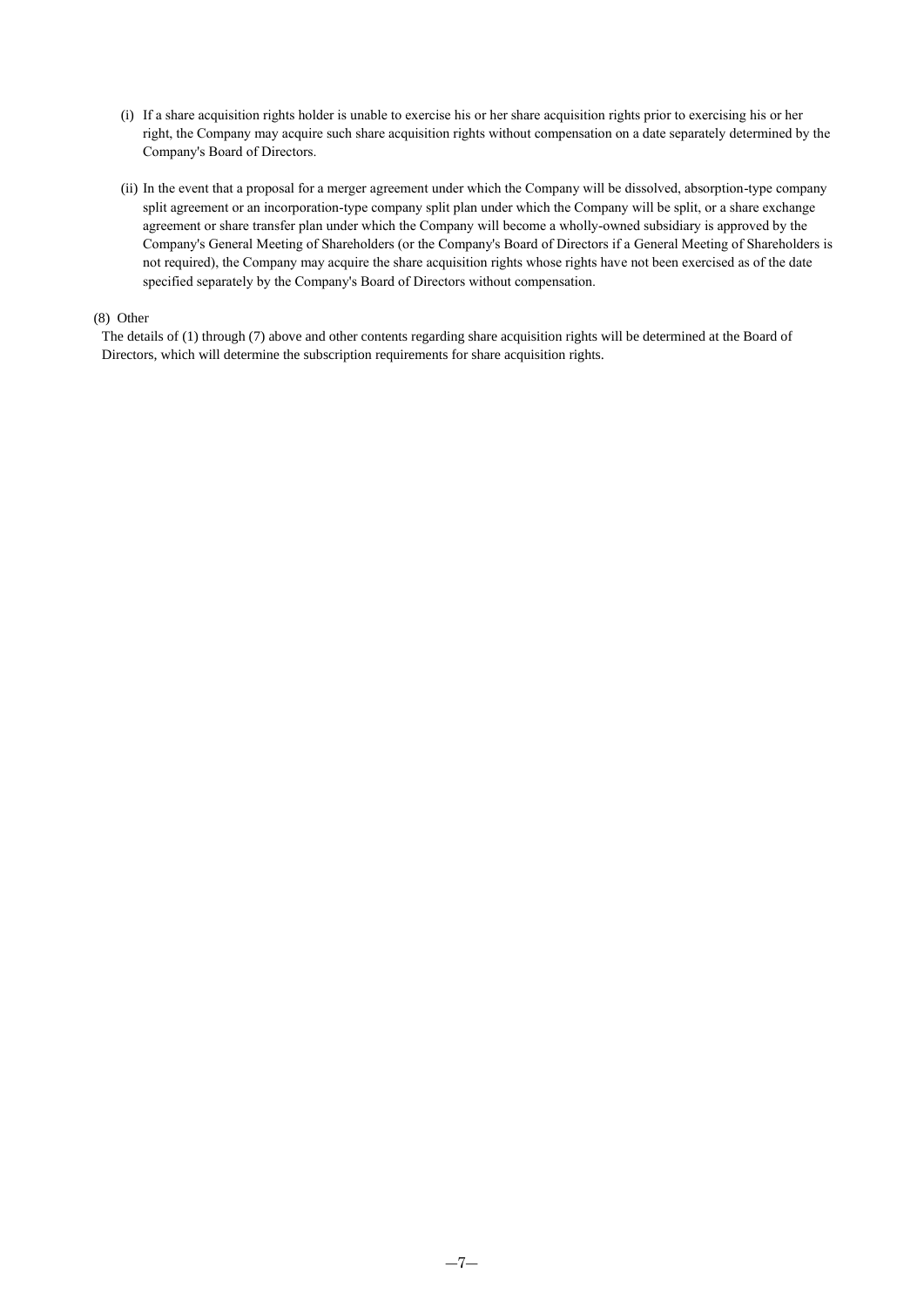(i) If a share acquisition rights holder is unable to exercise his or her share acquisition rights prior to exercising his or her right, the Company may acquire such share acquisition rights without compensation on a date separately determined by the Company's Board of Directors.

(ii) In the event that a proposal for a merger agreement under which the Company will be dissolved, absorption-type company split agreement or an incorporation-type company split plan under which the Company will be split, or a share exchange agreement or share transfer plan under which the Company will become a wholly-owned subsidiary is approved by the Company's General Meeting of Shareholders (or the Company's Board of Directors if a General Meeting of Shareholders is not required), the Company may acquire the share acquisition rights whose rights have not been exercised as of the date specified separately by the Company's Board of Directors without compensation.

(8) Other

The details of (1) through (7) above and other contents regarding share acquisition rights will be determined at the Board of Directors, which will determine the subscription requirements for share acquisition rights.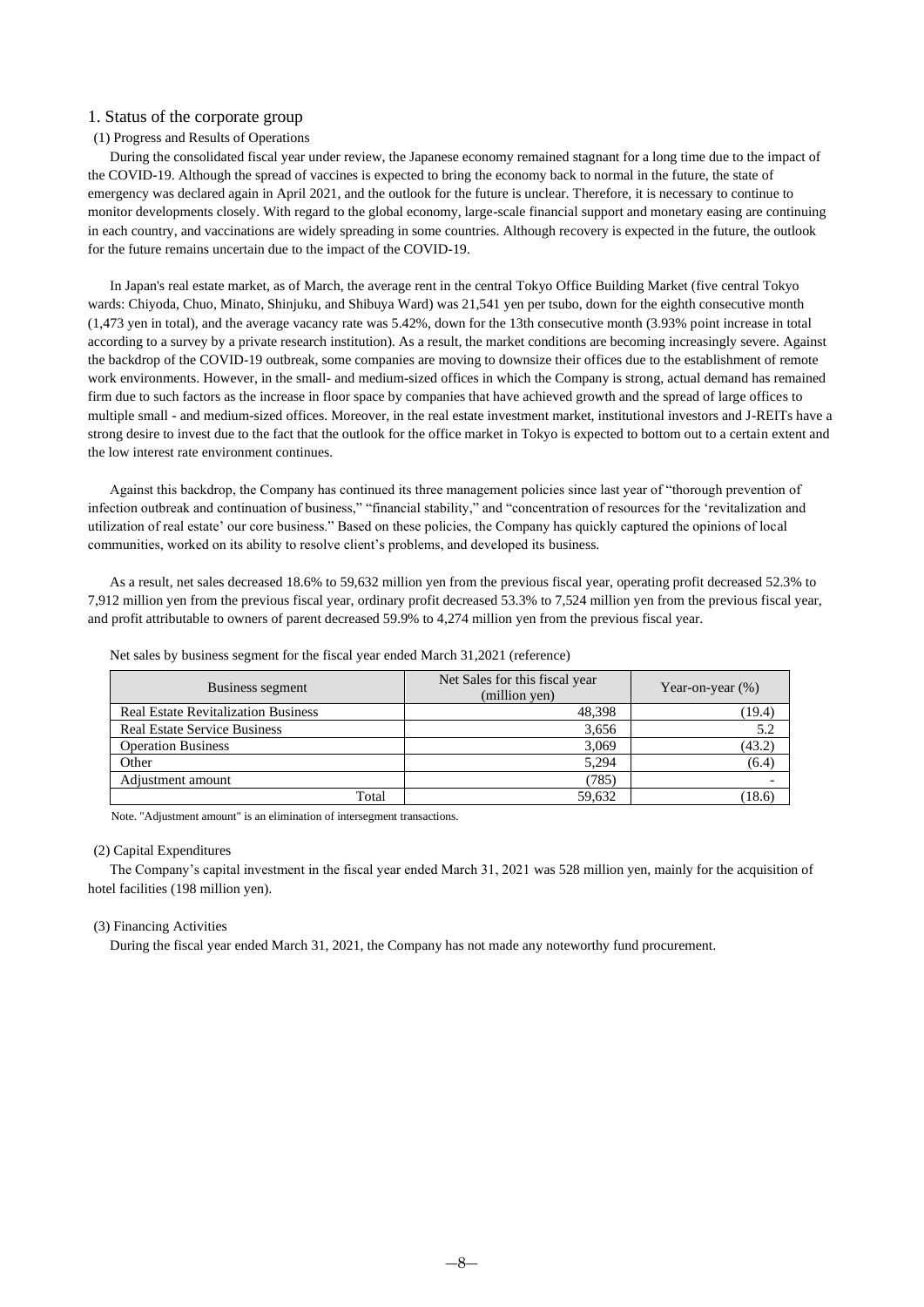## 1. Status of the corporate group

### (1) Progress and Results of Operations

During the consolidated fiscal year under review, the Japanese economy remained stagnant for a long time due to the impact of the COVID-19. Although the spread of vaccines is expected to bring the economy back to normal in the future, the state of emergency was declared again in April 2021, and the outlook for the future is unclear. Therefore, it is necessary to continue to monitor developments closely. With regard to the global economy, large-scale financial support and monetary easing are continuing in each country, and vaccinations are widely spreading in some countries. Although recovery is expected in the future, the outlook for the future remains uncertain due to the impact of the COVID-19.

In Japan's real estate market, as of March, the average rent in the central Tokyo Office Building Market (five central Tokyo wards: Chiyoda, Chuo, Minato, Shinjuku, and Shibuya Ward) was 21,541 yen per tsubo, down for the eighth consecutive month (1,473 yen in total), and the average vacancy rate was 5.42%, down for the 13th consecutive month (3.93% point increase in total according to a survey by a private research institution). As a result, the market conditions are becoming increasingly severe. Against the backdrop of the COVID-19 outbreak, some companies are moving to downsize their offices due to the establishment of remote work environments. However, in the small- and medium-sized offices in which the Company is strong, actual demand has remained firm due to such factors as the increase in floor space by companies that have achieved growth and the spread of large offices to multiple small - and medium-sized offices. Moreover, in the real estate investment market, institutional investors and J-REITs have a strong desire to invest due to the fact that the outlook for the office market in Tokyo is expected to bottom out to a certain extent and the low interest rate environment continues.

Against this backdrop, the Company has continued its three management policies since last year of "thorough prevention of infection outbreak and continuation of business," "financial stability," and "concentration of resources for the 'revitalization and utilization of real estate' our core business." Based on these policies, the Company has quickly captured the opinions of local communities, worked on its ability to resolve client's problems, and developed its business.

As a result, net sales decreased 18.6% to 59,632 million yen from the previous fiscal year, operating profit decreased 52.3% to 7,912 million yen from the previous fiscal year, ordinary profit decreased 53.3% to 7,524 million yen from the previous fiscal year, and profit attributable to owners of parent decreased 59.9% to 4,274 million yen from the previous fiscal year.

Net sales by business segment for the fiscal year ended March 31,2021 (reference)

| Business segment | Net Sales for this fiscal year (million yen) | Year-on-year (%) |
|---|---|---|
| Real Estate Revitalization Business | 48,398 | (19.4) |
| Real Estate Service Business | 3,656 | 5.2 |
| Operation Business | 3,069 | (43.2) |
| Other | 5,294 | (6.4) |
| Adjustment amount | (785) | - |
| Total | 59,632 | (18.6) |

Note. "Adjustment amount" is an elimination of intersegment transactions.

### (2) Capital Expenditures

The Company's capital investment in the fiscal year ended March 31, 2021 was 528 million yen, mainly for the acquisition of hotel facilities (198 million yen).

### (3) Financing Activities

During the fiscal year ended March 31, 2021, the Company has not made any noteworthy fund procurement.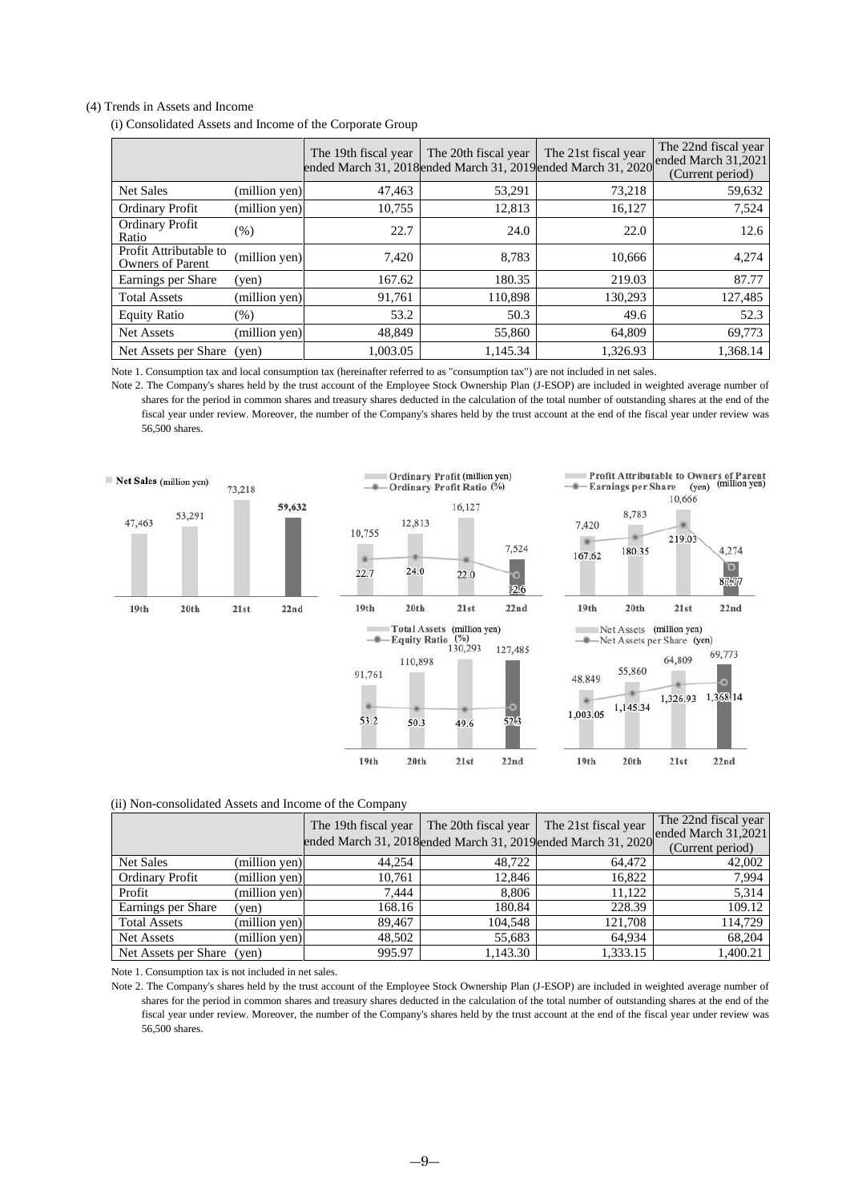(4) Trends in Assets and Income

(i) Consolidated Assets and Income of the Corporate Group

| | | The 19th fiscal year ended March 31, 2018 | The 20th fiscal year ended March 31, 2019 | The 21st fiscal year ended March 31, 2020 | The 22nd fiscal year ended March 31,2021 (Current period) |
|---|---|---|---|---|---|
| Net Sales | (million yen) | 47,463 | 53,291 | 73,218 | 59,632 |
| Ordinary Profit | (million yen) | 10,755 | 12,813 | 16,127 | 7,524 |
| Ordinary Profit Ratio | (%) | 22.7 | 24.0 | 22.0 | 12.6 |
| Profit Attributable to Owners of Parent | (million yen) | 7,420 | 8,783 | 10,666 | 4,274 |
| Earnings per Share | (yen) | 167.62 | 180.35 | 219.03 | 87.77 |
| Total Assets | (million yen) | 91,761 | 110,898 | 130,293 | 127,485 |
| Equity Ratio | (%) | 53.2 | 50.3 | 49.6 | 52.3 |
| Net Assets | (million yen) | 48,849 | 55,860 | 64,809 | 69,773 |
| Net Assets per Share | (yen) | 1,003.05 | 1,145.34 | 1,326.93 | 1,368.14 |

Note 1. Consumption tax and local consumption tax (hereinafter referred to as "consumption tax") are not included in net sales.

Note 2. The Company's shares held by the trust account of the Employee Stock Ownership Plan (J-ESOP) are included in weighted average number of shares for the period in common shares and treasury shares deducted in the calculation of the total number of outstanding shares at the end of the fiscal year under review. Moreover, the number of the Company's shares held by the trust account at the end of the fiscal year under review was 56,500 shares.

(ii) Non-consolidated Assets and Income of the Company

| | | The 19th fiscal year ended March 31, 2018 | The 20th fiscal year ended March 31, 2019 | The 21st fiscal year ended March 31, 2020 | The 22nd fiscal year ended March 31,2021 (Current period) |
|---|---|---|---|---|---|
| Net Sales | (million yen) | 44,254 | 48,722 | 64,472 | 42,002 |
| Ordinary Profit | (million yen) | 10,761 | 12,846 | 16,822 | 7,994 |
| Profit | (million yen) | 7,444 | 8,806 | 11,122 | 5,314 |
| Earnings per Share | (yen) | 168.16 | 180.84 | 228.39 | 109.12 |
| Total Assets | (million yen) | 89,467 | 104,548 | 121,708 | 114,729 |
| Net Assets | (million yen) | 48,502 | 55,683 | 64,934 | 68,204 |
| Net Assets per Share | (yen) | 995.97 | 1,143.30 | 1,333.15 | 1,400.21 |

Note 1. Consumption tax is not included in net sales.

Note 2. The Company's shares held by the trust account of the Employee Stock Ownership Plan (J-ESOP) are included in weighted average number of shares for the period in common shares and treasury shares deducted in the calculation of the total number of outstanding shares at the end of the fiscal year under review. Moreover, the number of the Company's shares held by the trust account at the end of the fiscal year under review was 56,500 shares.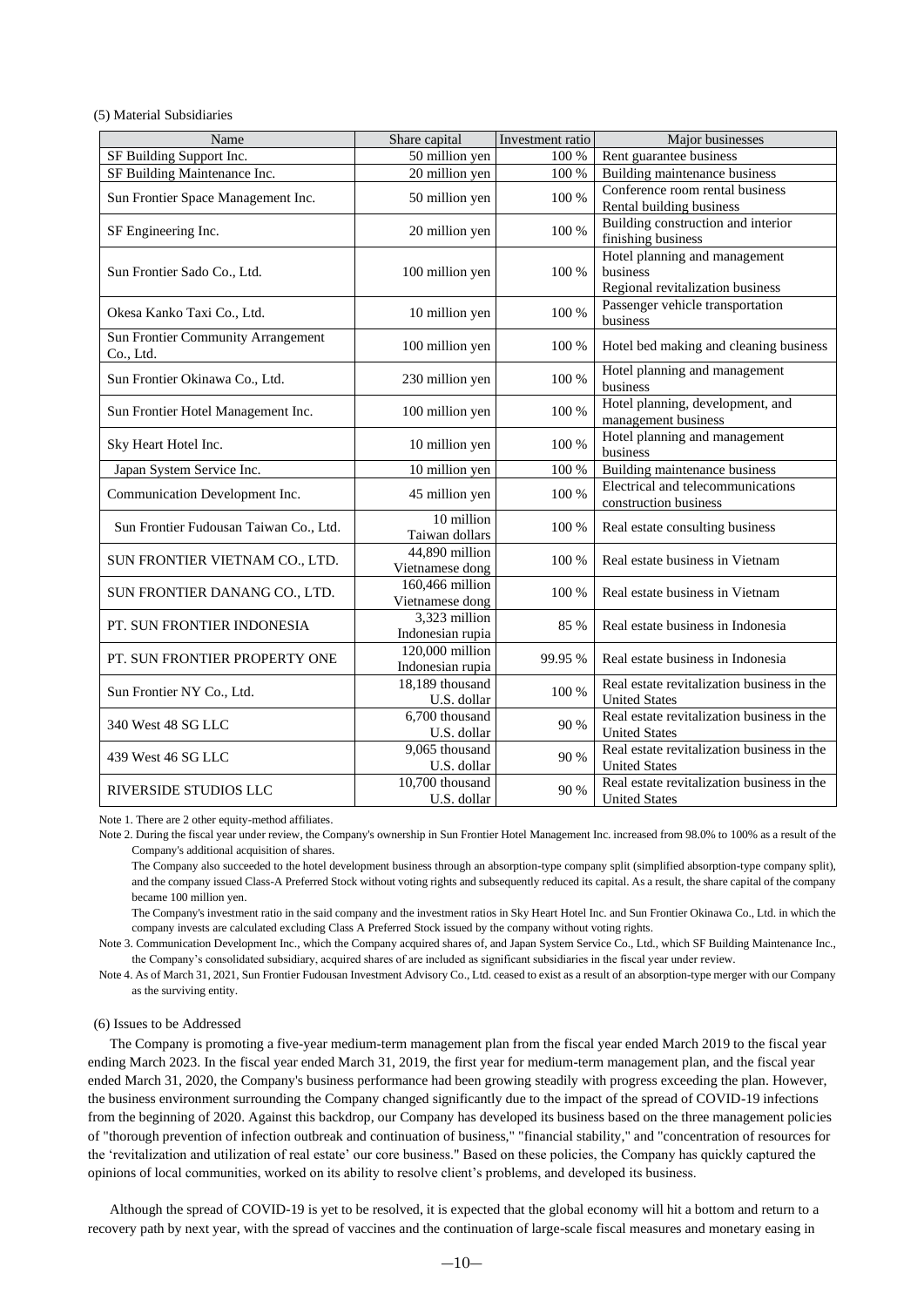(5) Material Subsidiaries

| Name | Share capital | Investment ratio | Major businesses |
|---|---|---|---|
| SF Building Support Inc. | 50 million yen | 100 % | Rent guarantee business |
| SF Building Maintenance Inc. | 20 million yen | 100 % | Building maintenance business |
| Sun Frontier Space Management Inc. | 50 million yen | 100 % | Conference room rental business<br>Rental building business |
| SF Engineering Inc. | 20 million yen | 100 % | Building construction and interior finishing business |
| Sun Frontier Sado Co., Ltd. | 100 million yen | 100 % | Hotel planning and management business<br>Regional revitalization business |
| Okesa Kanko Taxi Co., Ltd. | 10 million yen | 100 % | Passenger vehicle transportation business |
| Sun Frontier Community Arrangement Co., Ltd. | 100 million yen | 100 % | Hotel bed making and cleaning business |
| Sun Frontier Okinawa Co., Ltd. | 230 million yen | 100 % | Hotel planning and management business |
| Sun Frontier Hotel Management Inc. | 100 million yen | 100 % | Hotel planning, development, and management business |
| Sky Heart Hotel Inc. | 10 million yen | 100 % | Hotel planning and management business |
| Japan System Service Inc. | 10 million yen | 100 % | Building maintenance business |
| Communication Development Inc. | 45 million yen | 100 % | Electrical and telecommunications construction business |
| Sun Frontier Fudousan Taiwan Co., Ltd. | 10 million Taiwan dollars | 100 % | Real estate consulting business |
| SUN FRONTIER VIETNAM CO., LTD. | 44,890 million Vietnamese dong | 100 % | Real estate business in Vietnam |
| SUN FRONTIER DANANG CO., LTD. | 160,466 million Vietnamese dong | 100 % | Real estate business in Vietnam |
| PT. SUN FRONTIER INDONESIA | 3,323 million Indonesian rupia | 85 % | Real estate business in Indonesia |
| PT. SUN FRONTIER PROPERTY ONE | 120,000 million Indonesian rupia | 99.95 % | Real estate business in Indonesia |
| Sun Frontier NY Co., Ltd. | 18,189 thousand U.S. dollar | 100 % | Real estate revitalization business in the United States |
| 340 West 48 SG LLC | 6,700 thousand U.S. dollar | 90 % | Real estate revitalization business in the United States |
| 439 West 46 SG LLC | 9,065 thousand U.S. dollar | 90 % | Real estate revitalization business in the United States |
| RIVERSIDE STUDIOS LLC | 10,700 thousand U.S. dollar | 90 % | Real estate revitalization business in the United States |

Note 1. There are 2 other equity-method affiliates.

Note 2. During the fiscal year under review, the Company's ownership in Sun Frontier Hotel Management Inc. increased from 98.0% to 100% as a result of the Company's additional acquisition of shares.
The Company also succeeded to the hotel development business through an absorption-type company split (simplified absorption-type company split), and the company issued Class-A Preferred Stock without voting rights and subsequently reduced its capital. As a result, the share capital of the company became 100 million yen.
The Company's investment ratio in the said company and the investment ratios in Sky Heart Hotel Inc. and Sun Frontier Okinawa Co., Ltd. in which the company invests are calculated excluding Class A Preferred Stock issued by the company without voting rights.

Note 3. Communication Development Inc., which the Company acquired shares of, and Japan System Service Co., Ltd., which SF Building Maintenance Inc., the Company's consolidated subsidiary, acquired shares of are included as significant subsidiaries in the fiscal year under review.

Note 4. As of March 31, 2021, Sun Frontier Fudousan Investment Advisory Co., Ltd. ceased to exist as a result of an absorption-type merger with our Company as the surviving entity.

(6) Issues to be Addressed

The Company is promoting a five-year medium-term management plan from the fiscal year ended March 2019 to the fiscal year ending March 2023. In the fiscal year ended March 31, 2019, the first year for medium-term management plan, and the fiscal year ended March 31, 2020, the Company's business performance had been growing steadily with progress exceeding the plan. However, the business environment surrounding the Company changed significantly due to the impact of the spread of COVID-19 infections from the beginning of 2020. Against this backdrop, our Company has developed its business based on the three management policies of "thorough prevention of infection outbreak and continuation of business," "financial stability," and "concentration of resources for the 'revitalization and utilization of real estate' our core business." Based on these policies, the Company has quickly captured the opinions of local communities, worked on its ability to resolve client's problems, and developed its business.

Although the spread of COVID-19 is yet to be resolved, it is expected that the global economy will hit a bottom and return to a recovery path by next year, with the spread of vaccines and the continuation of large-scale fiscal measures and monetary easing in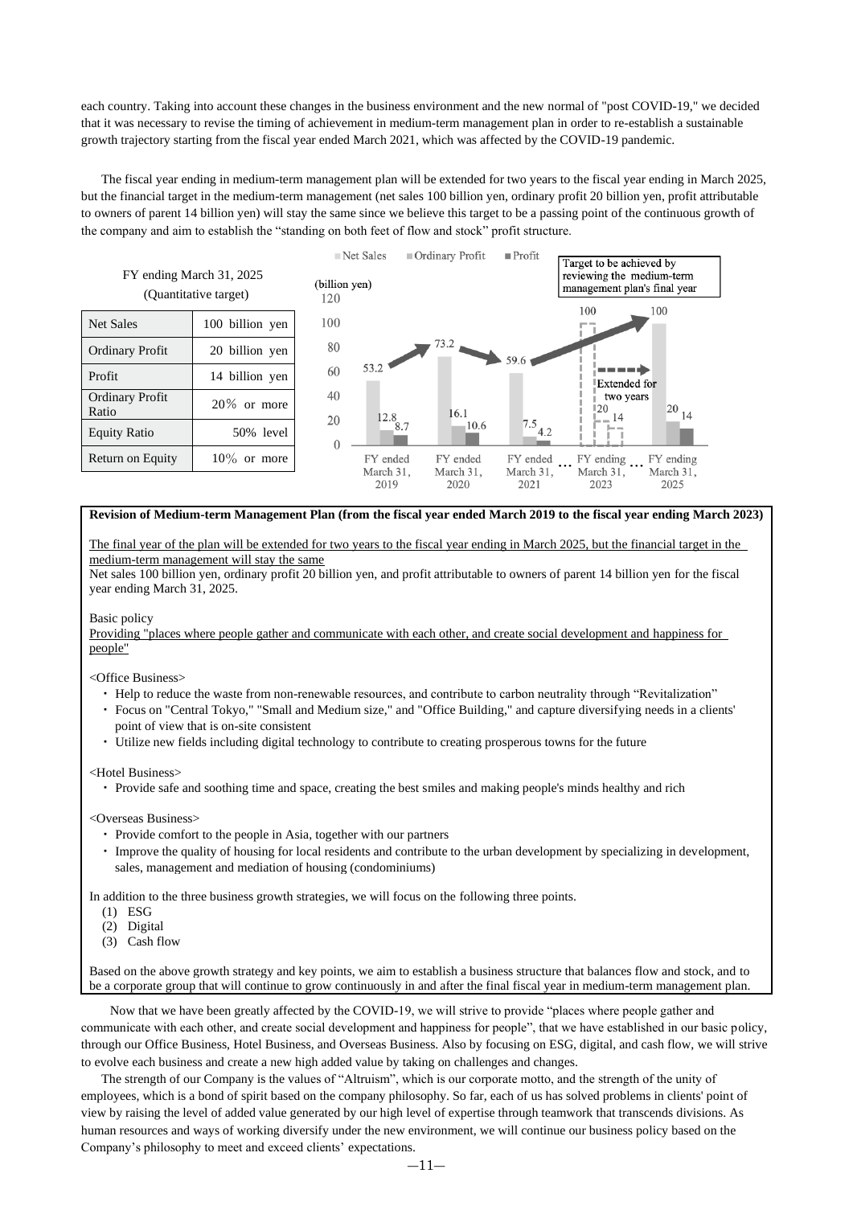each country. Taking into account these changes in the business environment and the new normal of "post COVID-19," we decided that it was necessary to revise the timing of achievement in medium-term management plan in order to re-establish a sustainable growth trajectory starting from the fiscal year ended March 2021, which was affected by the COVID-19 pandemic.

The fiscal year ending in medium-term management plan will be extended for two years to the fiscal year ending in March 2025, but the financial target in the medium-term management (net sales 100 billion yen, ordinary profit 20 billion yen, profit attributable to owners of parent 14 billion yen) will stay the same since we believe this target to be a passing point of the continuous growth of the company and aim to establish the "standing on both feet of flow and stock" profit structure.

FY ending March 31, 2025
(Quantitative target)

| | |
|---|---|
| Net Sales | 100 billion yen |
| Ordinary Profit | 20 billion yen |
| Profit | 14 billion yen |
| Ordinary Profit Ratio | 20% or more |
| Equity Ratio | 50% level |
| Return on Equity | 10% or more |

(billion yen)

| | Net Sales | Ordinary Profit | Profit |
|---|---|---|---|
| FY ended March 31, 2019 | 53.2 | 12.8 | 8.7 |
| FY ended March 31, 2020 | 73.2 | 16.1 | 10.6 |
| FY ended March 31, 2021 | 59.6 | 7.5 | 4.2 |
| FY ending March 31, 2023 | 100 | 20 | 14 |
| FY ending March 31, 2025 | 100 | 20 | 14 |

Target to be achieved by reviewing the medium-term management plan's final year

Extended for two years

**Revision of Medium-term Management Plan (from the fiscal year ended March 2019 to the fiscal year ending March 2023)**

The final year of the plan will be extended for two years to the fiscal year ending in March 2025, but the financial target in the medium-term management will stay the same

Net sales 100 billion yen, ordinary profit 20 billion yen, and profit attributable to owners of parent 14 billion yen for the fiscal year ending March 31, 2025.

Basic policy

Providing "places where people gather and communicate with each other, and create social development and happiness for people"

<Office Business>

- Help to reduce the waste from non-renewable resources, and contribute to carbon neutrality through "Revitalization"
- Focus on "Central Tokyo," "Small and Medium size," and "Office Building," and capture diversifying needs in a clients' point of view that is on-site consistent
- Utilize new fields including digital technology to contribute to creating prosperous towns for the future

<Hotel Business>

- Provide safe and soothing time and space, creating the best smiles and making people's minds healthy and rich

<Overseas Business>

- Provide comfort to the people in Asia, together with our partners
- Improve the quality of housing for local residents and contribute to the urban development by specializing in development, sales, management and mediation of housing (condominiums)

In addition to the three business growth strategies, we will focus on the following three points.

(1) ESG
(2) Digital
(3) Cash flow

Based on the above growth strategy and key points, we aim to establish a business structure that balances flow and stock, and to be a corporate group that will continue to grow continuously in and after the final fiscal year in medium-term management plan.

Now that we have been greatly affected by the COVID-19, we will strive to provide "places where people gather and communicate with each other, and create social development and happiness for people", that we have established in our basic policy, through our Office Business, Hotel Business, and Overseas Business. Also by focusing on ESG, digital, and cash flow, we will strive to evolve each business and create a new high added value by taking on challenges and changes.

The strength of our Company is the values of "Altruism", which is our corporate motto, and the strength of the unity of employees, which is a bond of spirit based on the company philosophy. So far, each of us has solved problems in clients' point of view by raising the level of added value generated by our high level of expertise through teamwork that transcends divisions. As human resources and ways of working diversify under the new environment, we will continue our business policy based on the Company's philosophy to meet and exceed clients' expectations.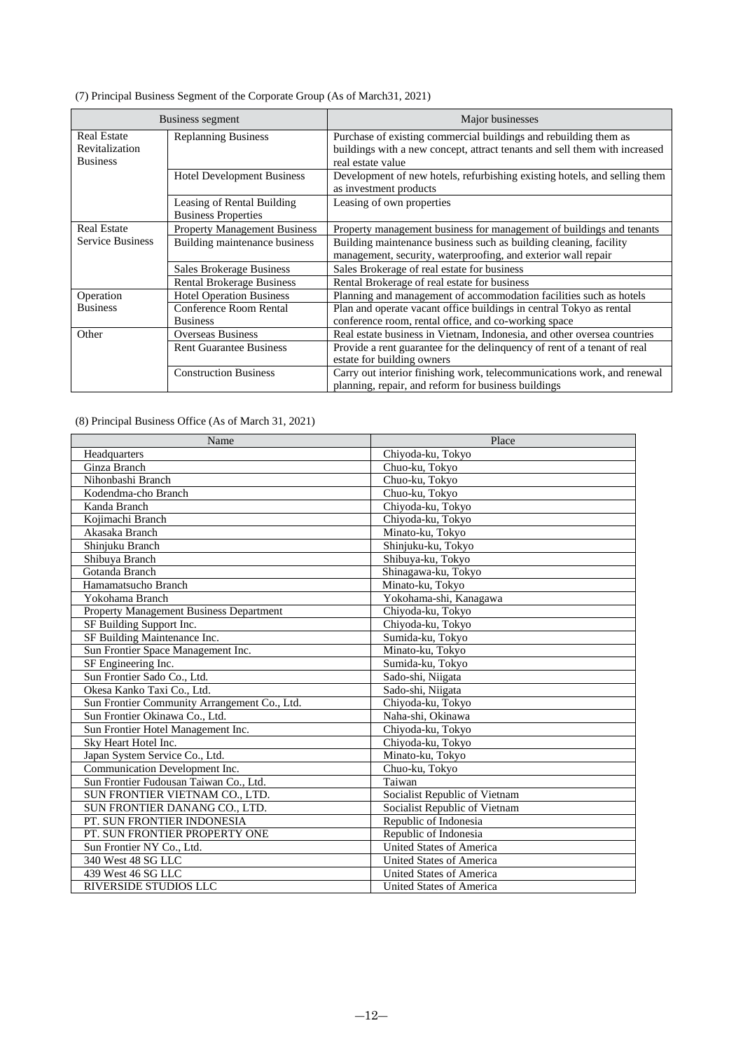(7) Principal Business Segment of the Corporate Group (As of March31, 2021)

| Business segment | | Major businesses |
|---|---|---|
| Real Estate Revitalization Business | Replanning Business | Purchase of existing commercial buildings and rebuilding them as buildings with a new concept, attract tenants and sell them with increased real estate value |
| | Hotel Development Business | Development of new hotels, refurbishing existing hotels, and selling them as investment products |
| | Leasing of Rental Building Business Properties | Leasing of own properties |
| Real Estate Service Business | Property Management Business | Property management business for management of buildings and tenants |
| | Building maintenance business | Building maintenance business such as building cleaning, facility management, security, waterproofing, and exterior wall repair |
| | Sales Brokerage Business | Sales Brokerage of real estate for business |
| | Rental Brokerage Business | Rental Brokerage of real estate for business |
| Operation Business | Hotel Operation Business | Planning and management of accommodation facilities such as hotels |
| | Conference Room Rental Business | Plan and operate vacant office buildings in central Tokyo as rental conference room, rental office, and co-working space |
| Other | Overseas Business | Real estate business in Vietnam, Indonesia, and other oversea countries |
| | Rent Guarantee Business | Provide a rent guarantee for the delinquency of rent of a tenant of real estate for building owners |
| | Construction Business | Carry out interior finishing work, telecommunications work, and renewal planning, repair, and reform for business buildings |

(8) Principal Business Office (As of March 31, 2021)

| Name | Place |
|---|---|
| Headquarters | Chiyoda-ku, Tokyo |
| Ginza Branch | Chuo-ku, Tokyo |
| Nihonbashi Branch | Chuo-ku, Tokyo |
| Kodendma-cho Branch | Chuo-ku, Tokyo |
| Kanda Branch | Chiyoda-ku, Tokyo |
| Kojimachi Branch | Chiyoda-ku, Tokyo |
| Akasaka Branch | Minato-ku, Tokyo |
| Shinjuku Branch | Shinjuku-ku, Tokyo |
| Shibuya Branch | Shibuya-ku, Tokyo |
| Gotanda Branch | Shinagawa-ku, Tokyo |
| Hamamatsucho Branch | Minato-ku, Tokyo |
| Yokohama Branch | Yokohama-shi, Kanagawa |
| Property Management Business Department | Chiyoda-ku, Tokyo |
| SF Building Support Inc. | Chiyoda-ku, Tokyo |
| SF Building Maintenance Inc. | Sumida-ku, Tokyo |
| Sun Frontier Space Management Inc. | Minato-ku, Tokyo |
| SF Engineering Inc. | Sumida-ku, Tokyo |
| Sun Frontier Sado Co., Ltd. | Sado-shi, Niigata |
| Okesa Kanko Taxi Co., Ltd. | Sado-shi, Niigata |
| Sun Frontier Community Arrangement Co., Ltd. | Chiyoda-ku, Tokyo |
| Sun Frontier Okinawa Co., Ltd. | Naha-shi, Okinawa |
| Sun Frontier Hotel Management Inc. | Chiyoda-ku, Tokyo |
| Sky Heart Hotel Inc. | Chiyoda-ku, Tokyo |
| Japan System Service Co., Ltd. | Minato-ku, Tokyo |
| Communication Development Inc. | Chuo-ku, Tokyo |
| Sun Frontier Fudousan Taiwan Co., Ltd. | Taiwan |
| SUN FRONTIER VIETNAM CO., LTD. | Socialist Republic of Vietnam |
| SUN FRONTIER DANANG CO., LTD. | Socialist Republic of Vietnam |
| PT. SUN FRONTIER INDONESIA | Republic of Indonesia |
| PT. SUN FRONTIER PROPERTY ONE | Republic of Indonesia |
| Sun Frontier NY Co., Ltd. | United States of America |
| 340 West 48 SG LLC | United States of America |
| 439 West 46 SG LLC | United States of America |
| RIVERSIDE STUDIOS LLC | United States of America |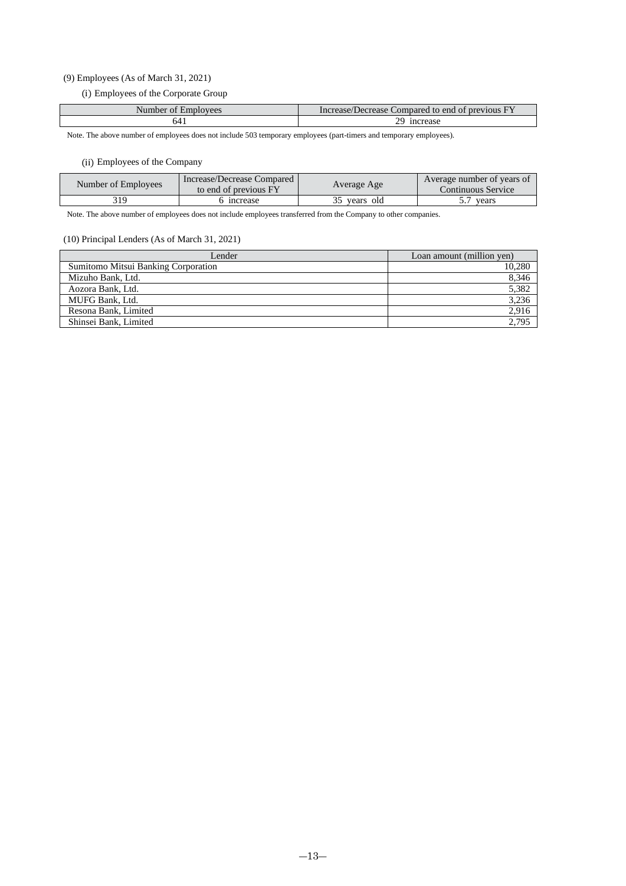(9) Employees (As of March 31, 2021)

(i) Employees of the Corporate Group

| Number of Employees | Increase/Decrease Compared to end of previous FY |
|---|---|
| 641 | 29 increase |

Note. The above number of employees does not include 503 temporary employees (part-timers and temporary employees).

(ii) Employees of the Company

| Number of Employees | Increase/Decrease Compared to end of previous FY | Average Age | Average number of years of Continuous Service |
|---|---|---|---|
| 319 | 6 increase | 35 years old | 5.7 years |

Note. The above number of employees does not include employees transferred from the Company to other companies.

(10) Principal Lenders (As of March 31, 2021)

| Lender | Loan amount (million yen) |
|---|---|
| Sumitomo Mitsui Banking Corporation | 10,280 |
| Mizuho Bank, Ltd. | 8,346 |
| Aozora Bank, Ltd. | 5,382 |
| MUFG Bank, Ltd. | 3,236 |
| Resona Bank, Limited | 2,916 |
| Shinsei Bank, Limited | 2,795 |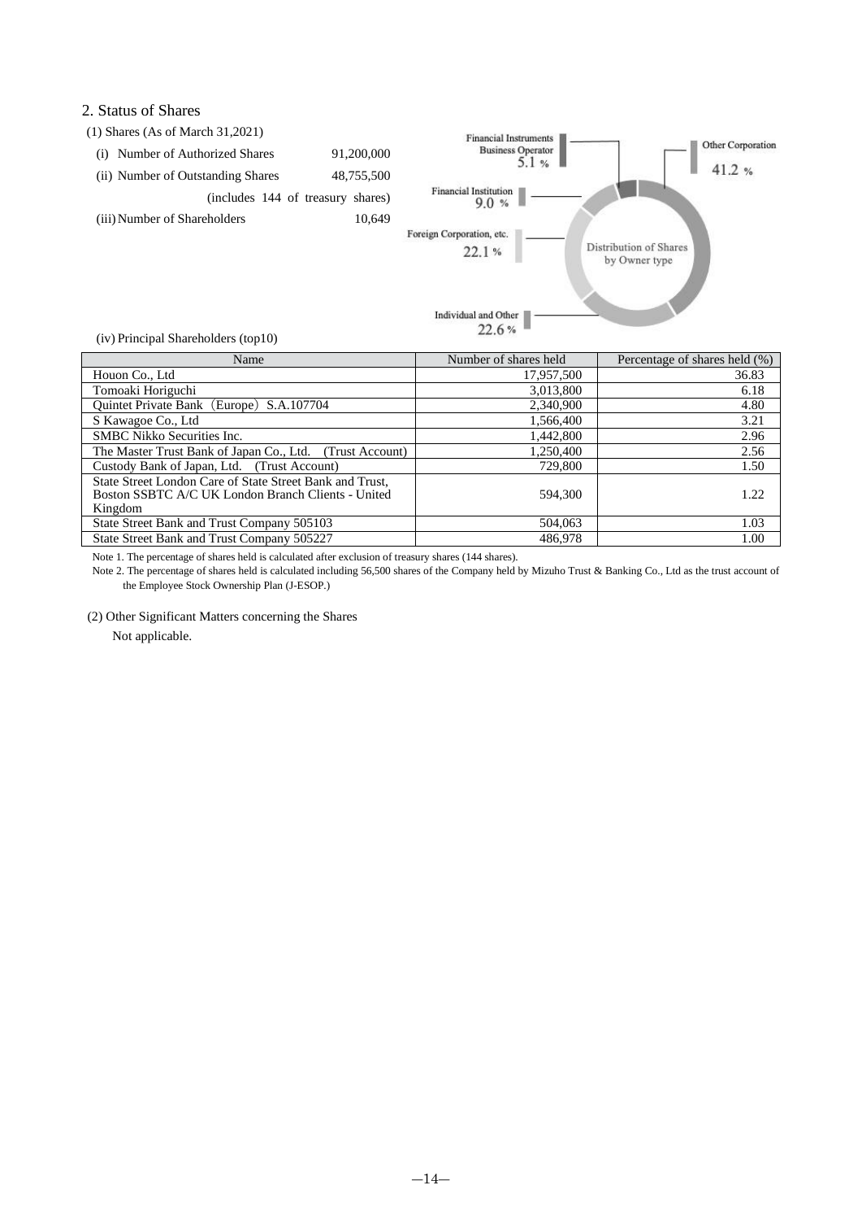## 2. Status of Shares

(1) Shares (As of March 31,2021)

(i) Number of Authorized Shares 91,200,000

(ii) Number of Outstanding Shares 48,755,500

(includes 144 of treasury shares)

(iii) Number of Shareholders 10,649

Distribution of Shares by Owner type

- Financial Instruments Business Operator 5.1 %
- Other Corporation 41.2 %
- Financial Institution 9.0 %
- Foreign Corporation, etc. 22.1 %
- Individual and Other 22.6 %

(iv) Principal Shareholders (top10)

| Name | Number of shares held | Percentage of shares held (%) |
|---|---|---|
| Houon Co., Ltd | 17,957,500 | 36.83 |
| Tomoaki Horiguchi | 3,013,800 | 6.18 |
| Quintet Private Bank（Europe）S.A.107704 | 2,340,900 | 4.80 |
| S Kawagoe Co., Ltd | 1,566,400 | 3.21 |
| SMBC Nikko Securities Inc. | 1,442,800 | 2.96 |
| The Master Trust Bank of Japan Co., Ltd. (Trust Account) | 1,250,400 | 2.56 |
| Custody Bank of Japan, Ltd. (Trust Account) | 729,800 | 1.50 |
| State Street London Care of State Street Bank and Trust, Boston SSBTC A/C UK London Branch Clients - United Kingdom | 594,300 | 1.22 |
| State Street Bank and Trust Company 505103 | 504,063 | 1.03 |
| State Street Bank and Trust Company 505227 | 486,978 | 1.00 |

Note 1. The percentage of shares held is calculated after exclusion of treasury shares (144 shares).

Note 2. The percentage of shares held is calculated including 56,500 shares of the Company held by Mizuho Trust & Banking Co., Ltd as the trust account of the Employee Stock Ownership Plan (J-ESOP.)

(2) Other Significant Matters concerning the Shares

Not applicable.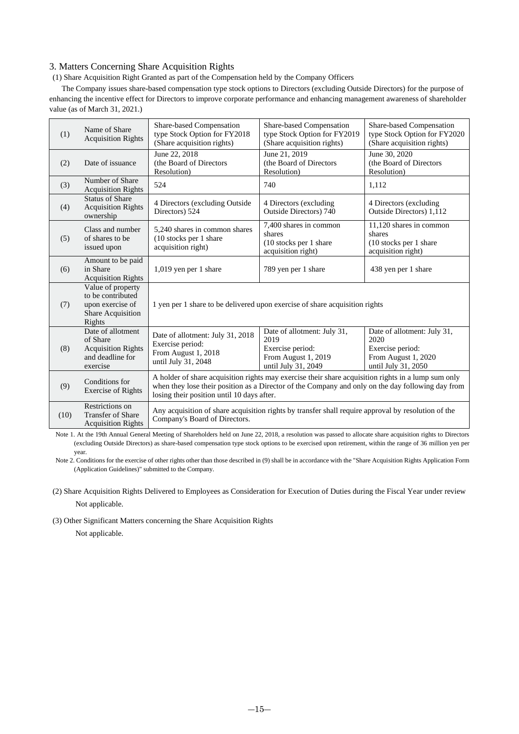## 3. Matters Concerning Share Acquisition Rights

(1) Share Acquisition Right Granted as part of the Compensation held by the Company Officers

The Company issues share-based compensation type stock options to Directors (excluding Outside Directors) for the purpose of enhancing the incentive effect for Directors to improve corporate performance and enhancing management awareness of shareholder value (as of March 31, 2021.)

| | | | | |
|---|---|---|---|---|
| (1) | Name of Share Acquisition Rights | Share-based Compensation type Stock Option for FY2018 (Share acquisition rights) | Share-based Compensation type Stock Option for FY2019 (Share acquisition rights) | Share-based Compensation type Stock Option for FY2020 (Share acquisition rights) |
| (2) | Date of issuance | June 22, 2018 (the Board of Directors Resolution) | June 21, 2019 (the Board of Directors Resolution) | June 30, 2020 (the Board of Directors Resolution) |
| (3) | Number of Share Acquisition Rights | 524 | 740 | 1,112 |
| (4) | Status of Share Acquisition Rights ownership | 4 Directors (excluding Outside Directors) 524 | 4 Directors (excluding Outside Directors) 740 | 4 Directors (excluding Outside Directors) 1,112 |
| (5) | Class and number of shares to be issued upon | 5,240 shares in common shares (10 stocks per 1 share acquisition right) | 7,400 shares in common shares (10 stocks per 1 share acquisition right) | 11,120 shares in common shares (10 stocks per 1 share acquisition right) |
| (6) | Amount to be paid in Share Acquisition Rights | 1,019 yen per 1 share | 789 yen per 1 share | 438 yen per 1 share |
| (7) | Value of property to be contributed upon exercise of Share Acquisition Rights | 1 yen per 1 share to be delivered upon exercise of share acquisition rights | | |
| (8) | Date of allotment of Share Acquisition Rights and deadline for exercise | Date of allotment: July 31, 2018 Exercise period: From August 1, 2018 until July 31, 2048 | Date of allotment: July 31, 2019 Exercise period: From August 1, 2019 until July 31, 2049 | Date of allotment: July 31, 2020 Exercise period: From August 1, 2020 until July 31, 2050 |
| (9) | Conditions for Exercise of Rights | A holder of share acquisition rights may exercise their share acquisition rights in a lump sum only when they lose their position as a Director of the Company and only on the day following day from losing their position until 10 days after. | | |
| (10) | Restrictions on Transfer of Share Acquisition Rights | Any acquisition of share acquisition rights by transfer shall require approval by resolution of the Company's Board of Directors. | | |

Note 1. At the 19th Annual General Meeting of Shareholders held on June 22, 2018, a resolution was passed to allocate share acquisition rights to Directors (excluding Outside Directors) as share-based compensation type stock options to be exercised upon retirement, within the range of 36 million yen per year.

Note 2. Conditions for the exercise of other rights other than those described in (9) shall be in accordance with the "Share Acquisition Rights Application Form (Application Guidelines)" submitted to the Company.

(2) Share Acquisition Rights Delivered to Employees as Consideration for Execution of Duties during the Fiscal Year under review

Not applicable.

(3) Other Significant Matters concerning the Share Acquisition Rights

Not applicable.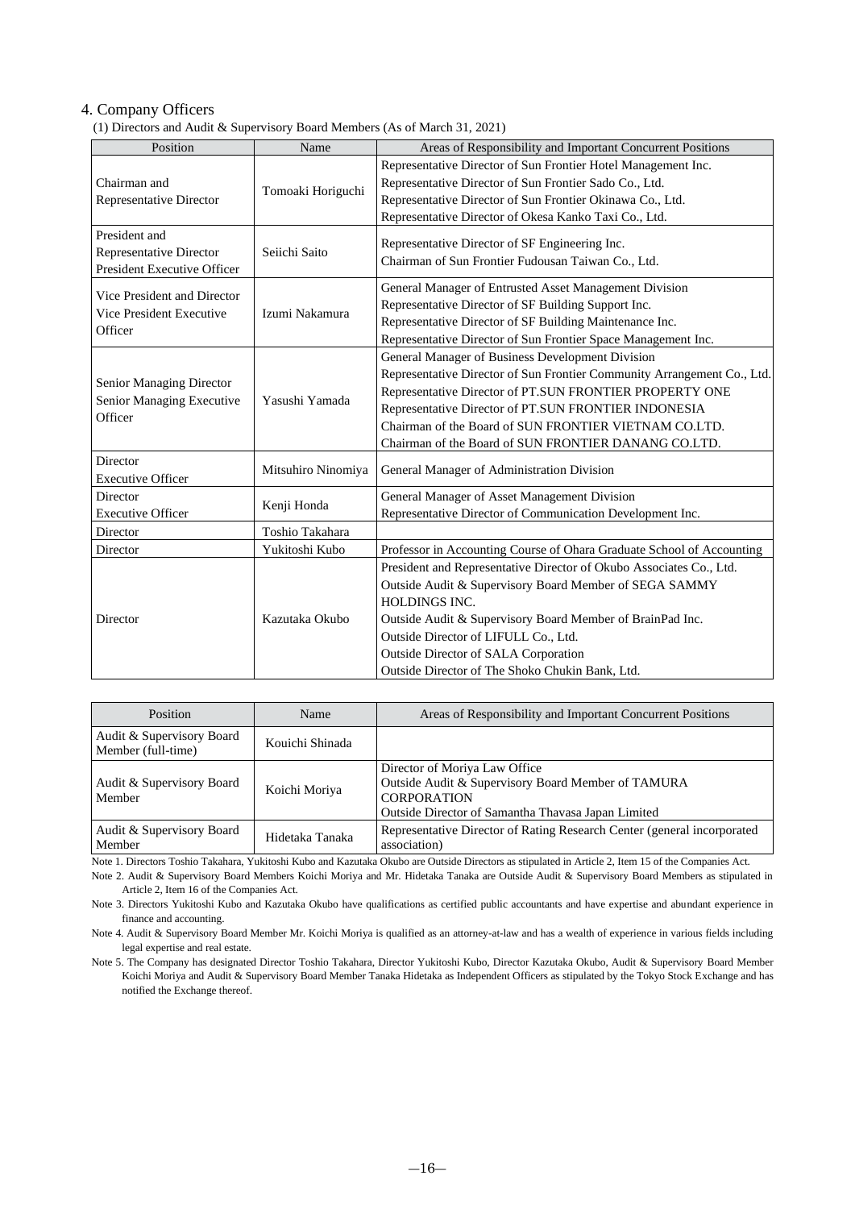## 4. Company Officers

(1) Directors and Audit & Supervisory Board Members (As of March 31, 2021)

| Position | Name | Areas of Responsibility and Important Concurrent Positions |
|---|---|---|
| Chairman and Representative Director | Tomoaki Horiguchi | Representative Director of Sun Frontier Hotel Management Inc.<br>Representative Director of Sun Frontier Sado Co., Ltd.<br>Representative Director of Sun Frontier Okinawa Co., Ltd.<br>Representative Director of Okesa Kanko Taxi Co., Ltd. |
| President and Representative Director President Executive Officer | Seiichi Saito | Representative Director of SF Engineering Inc.<br>Chairman of Sun Frontier Fudousan Taiwan Co., Ltd. |
| Vice President and Director Vice President Executive Officer | Izumi Nakamura | General Manager of Entrusted Asset Management Division<br>Representative Director of SF Building Support Inc.<br>Representative Director of SF Building Maintenance Inc.<br>Representative Director of Sun Frontier Space Management Inc. |
| Senior Managing Director Senior Managing Executive Officer | Yasushi Yamada | General Manager of Business Development Division<br>Representative Director of Sun Frontier Community Arrangement Co., Ltd.<br>Representative Director of PT.SUN FRONTIER PROPERTY ONE<br>Representative Director of PT.SUN FRONTIER INDONESIA<br>Chairman of the Board of SUN FRONTIER VIETNAM CO.LTD.<br>Chairman of the Board of SUN FRONTIER DANANG CO.LTD. |
| Director Executive Officer | Mitsuhiro Ninomiya | General Manager of Administration Division |
| Director Executive Officer | Kenji Honda | General Manager of Asset Management Division<br>Representative Director of Communication Development Inc. |
| Director | Toshio Takahara | |
| Director | Yukitoshi Kubo | Professor in Accounting Course of Ohara Graduate School of Accounting |
| Director | Kazutaka Okubo | President and Representative Director of Okubo Associates Co., Ltd.<br>Outside Audit & Supervisory Board Member of SEGA SAMMY HOLDINGS INC.<br>Outside Audit & Supervisory Board Member of BrainPad Inc.<br>Outside Director of LIFULL Co., Ltd.<br>Outside Director of SALA Corporation<br>Outside Director of The Shoko Chukin Bank, Ltd. |

| Position | Name | Areas of Responsibility and Important Concurrent Positions |
|---|---|---|
| Audit & Supervisory Board Member (full-time) | Kouichi Shinada | |
| Audit & Supervisory Board Member | Koichi Moriya | Director of Moriya Law Office<br>Outside Audit & Supervisory Board Member of TAMURA CORPORATION<br>Outside Director of Samantha Thavasa Japan Limited |
| Audit & Supervisory Board Member | Hidetaka Tanaka | Representative Director of Rating Research Center (general incorporated association) |

Note 1. Directors Toshio Takahara, Yukitoshi Kubo and Kazutaka Okubo are Outside Directors as stipulated in Article 2, Item 15 of the Companies Act.

Note 2. Audit & Supervisory Board Members Koichi Moriya and Mr. Hidetaka Tanaka are Outside Audit & Supervisory Board Members as stipulated in Article 2, Item 16 of the Companies Act.

Note 3. Directors Yukitoshi Kubo and Kazutaka Okubo have qualifications as certified public accountants and have expertise and abundant experience in finance and accounting.

Note 4. Audit & Supervisory Board Member Mr. Koichi Moriya is qualified as an attorney-at-law and has a wealth of experience in various fields including legal expertise and real estate.

Note 5. The Company has designated Director Toshio Takahara, Director Yukitoshi Kubo, Director Kazutaka Okubo, Audit & Supervisory Board Member Koichi Moriya and Audit & Supervisory Board Member Tanaka Hidetaka as Independent Officers as stipulated by the Tokyo Stock Exchange and has notified the Exchange thereof.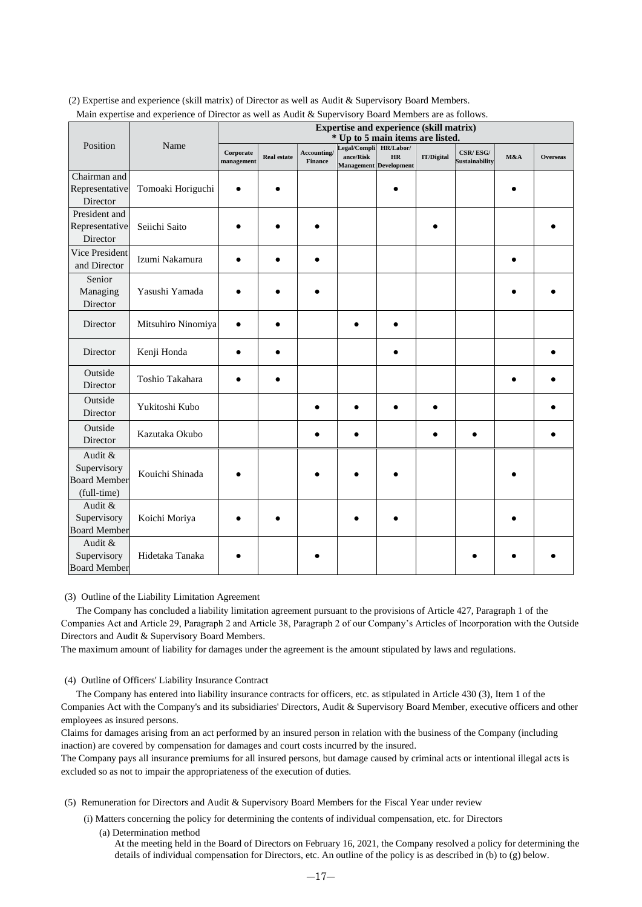(2) Expertise and experience (skill matrix) of Director as well as Audit & Supervisory Board Members.

Main expertise and experience of Director as well as Audit & Supervisory Board Members are as follows.

| Position | Name | Expertise and experience (skill matrix) * Up to 5 main items are listed. | | | | | | | | |
|---|---|---|---|---|---|---|---|---|---|---|
| | | Corporate management | Real estate | Accounting/ Finance | Legal/Compliance/Risk Management | HR/Labor/ HR Development | IT/Digital | CSR/ ESG/ Sustainability | M&A | Overseas |
| Chairman and Representative Director | Tomoaki Horiguchi | ● | ● | | | ● | | | ● | |
| President and Representative Director | Seiichi Saito | ● | ● | ● | | | ● | | | ● |
| Vice President and Director | Izumi Nakamura | ● | ● | ● | | | | | ● | |
| Senior Managing Director | Yasushi Yamada | ● | ● | ● | | | | | ● | ● |
| Director | Mitsuhiro Ninomiya | ● | ● | | ● | ● | | | | |
| Director | Kenji Honda | ● | ● | | | ● | | | | ● |
| Outside Director | Toshio Takahara | ● | ● | | | | | | ● | ● |
| Outside Director | Yukitoshi Kubo | | | ● | ● | ● | ● | | | ● |
| Outside Director | Kazutaka Okubo | | | ● | ● | | ● | ● | | ● |
| Audit & Supervisory Board Member (full-time) | Kouichi Shinada | ● | | ● | ● | ● | | | ● | |
| Audit & Supervisory Board Member | Koichi Moriya | ● | ● | | ● | ● | | | ● | |
| Audit & Supervisory Board Member | Hidetaka Tanaka | ● | | ● | | | | ● | ● | ● |

(3) Outline of the Liability Limitation Agreement

The Company has concluded a liability limitation agreement pursuant to the provisions of Article 427, Paragraph 1 of the Companies Act and Article 29, Paragraph 2 and Article 38, Paragraph 2 of our Company's Articles of Incorporation with the Outside Directors and Audit & Supervisory Board Members.

The maximum amount of liability for damages under the agreement is the amount stipulated by laws and regulations.

(4) Outline of Officers' Liability Insurance Contract

The Company has entered into liability insurance contracts for officers, etc. as stipulated in Article 430 (3), Item 1 of the Companies Act with the Company's and its subsidiaries' Directors, Audit & Supervisory Board Member, executive officers and other employees as insured persons.

Claims for damages arising from an act performed by an insured person in relation with the business of the Company (including inaction) are covered by compensation for damages and court costs incurred by the insured.

The Company pays all insurance premiums for all insured persons, but damage caused by criminal acts or intentional illegal acts is excluded so as not to impair the appropriateness of the execution of duties.

(5) Remuneration for Directors and Audit & Supervisory Board Members for the Fiscal Year under review

(i) Matters concerning the policy for determining the contents of individual compensation, etc. for Directors

(a) Determination method

At the meeting held in the Board of Directors on February 16, 2021, the Company resolved a policy for determining the details of individual compensation for Directors, etc. An outline of the policy is as described in (b) to (g) below.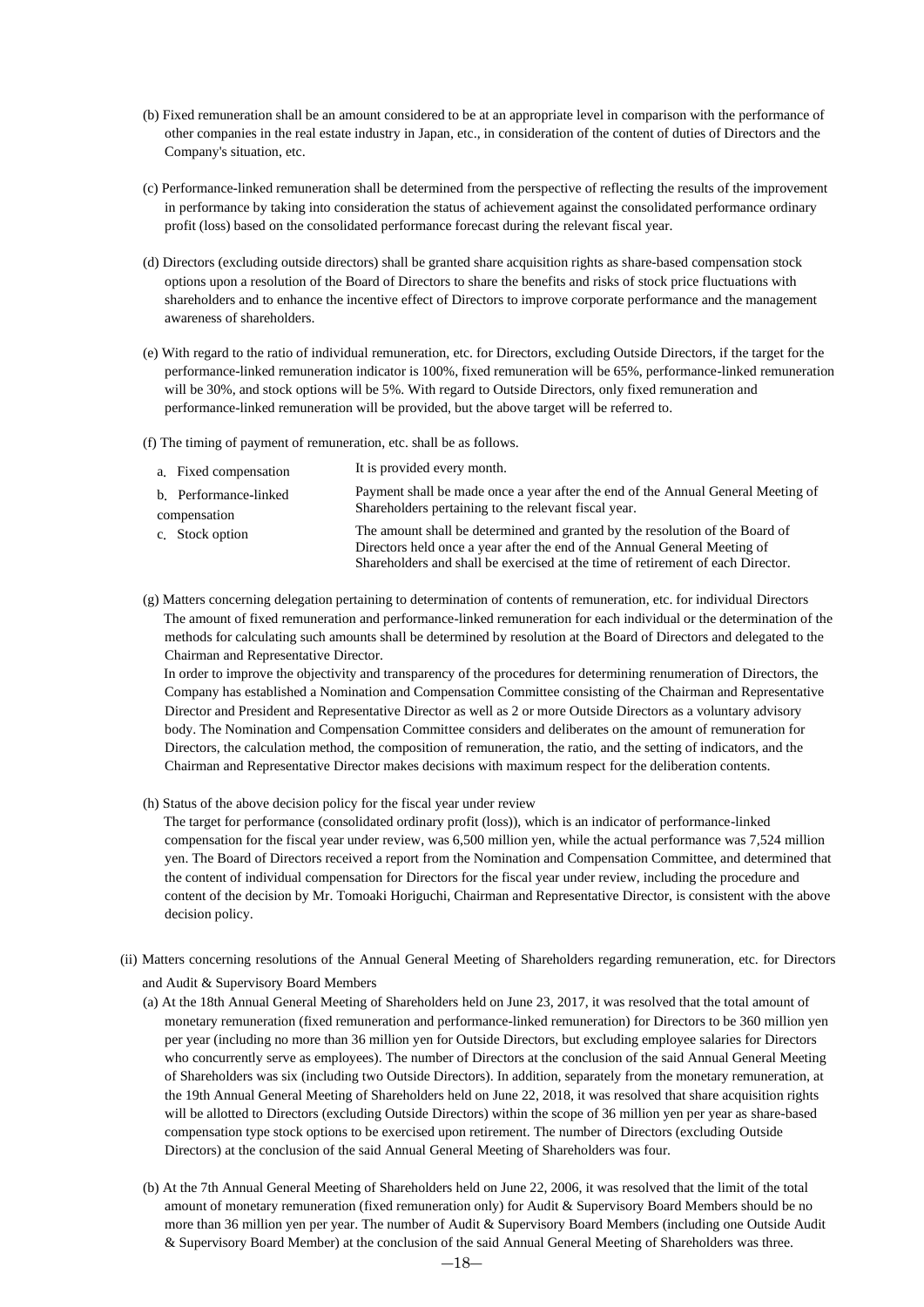(b) Fixed remuneration shall be an amount considered to be at an appropriate level in comparison with the performance of other companies in the real estate industry in Japan, etc., in consideration of the content of duties of Directors and the Company's situation, etc.

(c) Performance-linked remuneration shall be determined from the perspective of reflecting the results of the improvement in performance by taking into consideration the status of achievement against the consolidated performance ordinary profit (loss) based on the consolidated performance forecast during the relevant fiscal year.

(d) Directors (excluding outside directors) shall be granted share acquisition rights as share-based compensation stock options upon a resolution of the Board of Directors to share the benefits and risks of stock price fluctuations with shareholders and to enhance the incentive effect of Directors to improve corporate performance and the management awareness of shareholders.

(e) With regard to the ratio of individual remuneration, etc. for Directors, excluding Outside Directors, if the target for the performance-linked remuneration indicator is 100%, fixed remuneration will be 65%, performance-linked remuneration will be 30%, and stock options will be 5%. With regard to Outside Directors, only fixed remuneration and performance-linked remuneration will be provided, but the above target will be referred to.

(f) The timing of payment of remuneration, etc. shall be as follows.

| | |
|---|---|
| a. Fixed compensation | It is provided every month. |
| b. Performance-linked compensation | Payment shall be made once a year after the end of the Annual General Meeting of Shareholders pertaining to the relevant fiscal year. |
| c. Stock option | The amount shall be determined and granted by the resolution of the Board of Directors held once a year after the end of the Annual General Meeting of Shareholders and shall be exercised at the time of retirement of each Director. |

(g) Matters concerning delegation pertaining to determination of contents of remuneration, etc. for individual Directors

The amount of fixed remuneration and performance-linked remuneration for each individual or the determination of the methods for calculating such amounts shall be determined by resolution at the Board of Directors and delegated to the Chairman and Representative Director.

In order to improve the objectivity and transparency of the procedures for determining renumeration of Directors, the Company has established a Nomination and Compensation Committee consisting of the Chairman and Representative Director and President and Representative Director as well as 2 or more Outside Directors as a voluntary advisory body. The Nomination and Compensation Committee considers and deliberates on the amount of remuneration for Directors, the calculation method, the composition of remuneration, the ratio, and the setting of indicators, and the Chairman and Representative Director makes decisions with maximum respect for the deliberation contents.

(h) Status of the above decision policy for the fiscal year under review

The target for performance (consolidated ordinary profit (loss)), which is an indicator of performance-linked compensation for the fiscal year under review, was 6,500 million yen, while the actual performance was 7,524 million yen. The Board of Directors received a report from the Nomination and Compensation Committee, and determined that the content of individual compensation for Directors for the fiscal year under review, including the procedure and content of the decision by Mr. Tomoaki Horiguchi, Chairman and Representative Director, is consistent with the above decision policy.

(ii) Matters concerning resolutions of the Annual General Meeting of Shareholders regarding remuneration, etc. for Directors and Audit & Supervisory Board Members

(a) At the 18th Annual General Meeting of Shareholders held on June 23, 2017, it was resolved that the total amount of monetary remuneration (fixed remuneration and performance-linked remuneration) for Directors to be 360 million yen per year (including no more than 36 million yen for Outside Directors, but excluding employee salaries for Directors who concurrently serve as employees). The number of Directors at the conclusion of the said Annual General Meeting of Shareholders was six (including two Outside Directors). In addition, separately from the monetary remuneration, at the 19th Annual General Meeting of Shareholders held on June 22, 2018, it was resolved that share acquisition rights will be allotted to Directors (excluding Outside Directors) within the scope of 36 million yen per year as share-based compensation type stock options to be exercised upon retirement. The number of Directors (excluding Outside Directors) at the conclusion of the said Annual General Meeting of Shareholders was four.

(b) At the 7th Annual General Meeting of Shareholders held on June 22, 2006, it was resolved that the limit of the total amount of monetary remuneration (fixed remuneration only) for Audit & Supervisory Board Members should be no more than 36 million yen per year. The number of Audit & Supervisory Board Members (including one Outside Audit & Supervisory Board Member) at the conclusion of the said Annual General Meeting of Shareholders was three.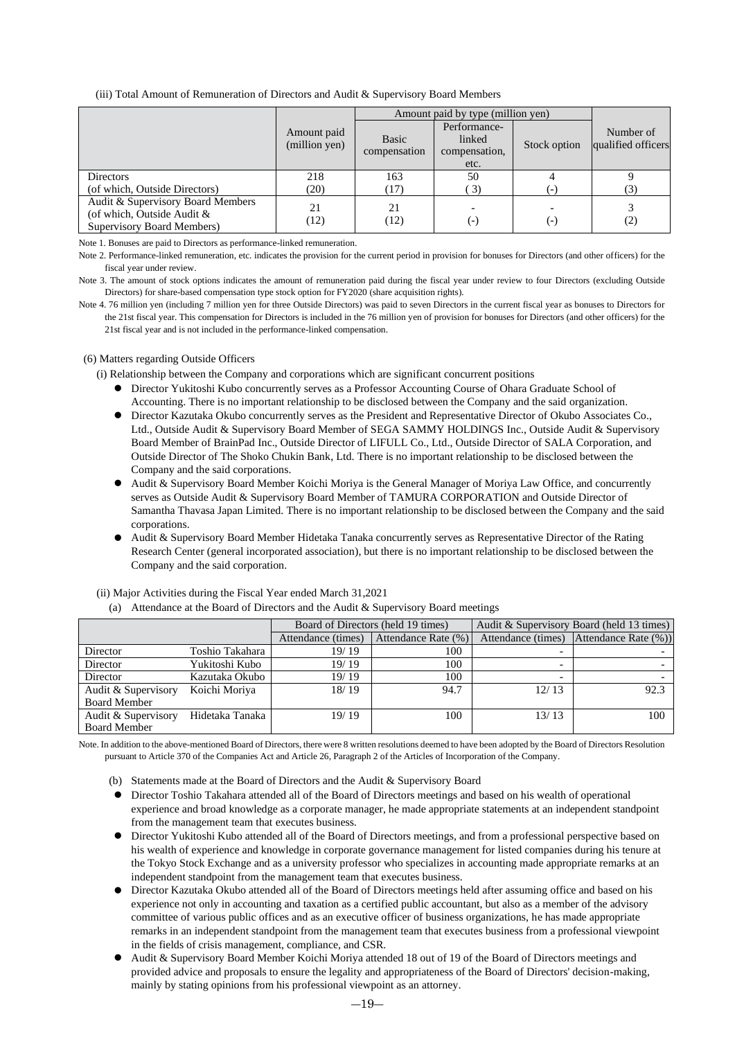(iii) Total Amount of Remuneration of Directors and Audit & Supervisory Board Members

| | Amount paid (million yen) | Amount paid by type (million yen) | | | Number of qualified officers |
|---|---|---|---|---|---|
| | | Basic compensation | Performance-linked compensation, etc. | Stock option | |
| Directors (of which, Outside Directors) | 218 (20) | 163 (17) | 50 ( 3) | 4 (-) | 9 (3) |
| Audit & Supervisory Board Members (of which, Outside Audit & Supervisory Board Members) | 21 (12) | 21 (12) | - (-) | - (-) | 3 (2) |

Note 1. Bonuses are paid to Directors as performance-linked remuneration.

Note 2. Performance-linked remuneration, etc. indicates the provision for the current period in provision for bonuses for Directors (and other officers) for the fiscal year under review.

Note 3. The amount of stock options indicates the amount of remuneration paid during the fiscal year under review to four Directors (excluding Outside Directors) for share-based compensation type stock option for FY2020 (share acquisition rights).

Note 4. 76 million yen (including 7 million yen for three Outside Directors) was paid to seven Directors in the current fiscal year as bonuses to Directors for the 21st fiscal year. This compensation for Directors is included in the 76 million yen of provision for bonuses for Directors (and other officers) for the 21st fiscal year and is not included in the performance-linked compensation.

(6) Matters regarding Outside Officers

(i) Relationship between the Company and corporations which are significant concurrent positions

- Director Yukitoshi Kubo concurrently serves as a Professor Accounting Course of Ohara Graduate School of Accounting. There is no important relationship to be disclosed between the Company and the said organization.
- Director Kazutaka Okubo concurrently serves as the President and Representative Director of Okubo Associates Co., Ltd., Outside Audit & Supervisory Board Member of SEGA SAMMY HOLDINGS Inc., Outside Audit & Supervisory Board Member of BrainPad Inc., Outside Director of LIFULL Co., Ltd., Outside Director of SALA Corporation, and Outside Director of The Shoko Chukin Bank, Ltd. There is no important relationship to be disclosed between the Company and the said corporations.
- Audit & Supervisory Board Member Koichi Moriya is the General Manager of Moriya Law Office, and concurrently serves as Outside Audit & Supervisory Board Member of TAMURA CORPORATION and Outside Director of Samantha Thavasa Japan Limited. There is no important relationship to be disclosed between the Company and the said corporations.
- Audit & Supervisory Board Member Hidetaka Tanaka concurrently serves as Representative Director of the Rating Research Center (general incorporated association), but there is no important relationship to be disclosed between the Company and the said corporation.

(ii) Major Activities during the Fiscal Year ended March 31,2021

(a) Attendance at the Board of Directors and the Audit & Supervisory Board meetings

| | | Board of Directors (held 19 times) | | Audit & Supervisory Board (held 13 times) | |
|---|---|---|---|---|---|
| | | Attendance (times) | Attendance Rate (%) | Attendance (times) | Attendance Rate (%)) |
| Director | Toshio Takahara | 19/ 19 | 100 | - | - |
| Director | Yukitoshi Kubo | 19/ 19 | 100 | - | - |
| Director | Kazutaka Okubo | 19/ 19 | 100 | - | - |
| Audit & Supervisory Board Member | Koichi Moriya | 18/ 19 | 94.7 | 12/ 13 | 92.3 |
| Audit & Supervisory Board Member | Hidetaka Tanaka | 19/ 19 | 100 | 13/ 13 | 100 |

Note. In addition to the above-mentioned Board of Directors, there were 8 written resolutions deemed to have been adopted by the Board of Directors Resolution pursuant to Article 370 of the Companies Act and Article 26, Paragraph 2 of the Articles of Incorporation of the Company.

(b) Statements made at the Board of Directors and the Audit & Supervisory Board

- Director Toshio Takahara attended all of the Board of Directors meetings and based on his wealth of operational experience and broad knowledge as a corporate manager, he made appropriate statements at an independent standpoint from the management team that executes business.
- Director Yukitoshi Kubo attended all of the Board of Directors meetings, and from a professional perspective based on his wealth of experience and knowledge in corporate governance management for listed companies during his tenure at the Tokyo Stock Exchange and as a university professor who specializes in accounting made appropriate remarks at an independent standpoint from the management team that executes business.
- Director Kazutaka Okubo attended all of the Board of Directors meetings held after assuming office and based on his experience not only in accounting and taxation as a certified public accountant, but also as a member of the advisory committee of various public offices and as an executive officer of business organizations, he has made appropriate remarks in an independent standpoint from the management team that executes business from a professional viewpoint in the fields of crisis management, compliance, and CSR.
- Audit & Supervisory Board Member Koichi Moriya attended 18 out of 19 of the Board of Directors meetings and provided advice and proposals to ensure the legality and appropriateness of the Board of Directors' decision-making, mainly by stating opinions from his professional viewpoint as an attorney.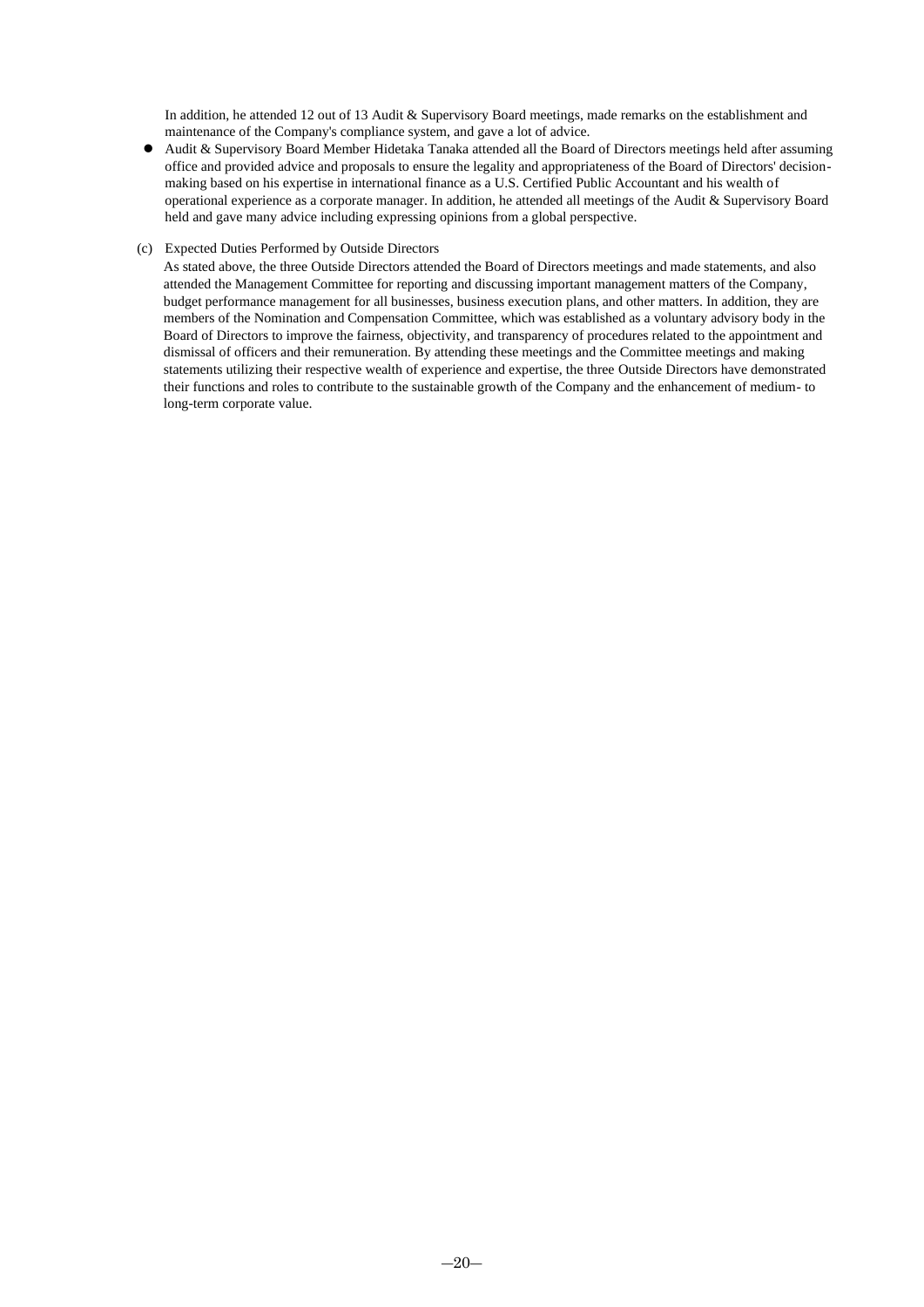In addition, he attended 12 out of 13 Audit & Supervisory Board meetings, made remarks on the establishment and maintenance of the Company's compliance system, and gave a lot of advice.

- Audit & Supervisory Board Member Hidetaka Tanaka attended all the Board of Directors meetings held after assuming office and provided advice and proposals to ensure the legality and appropriateness of the Board of Directors' decision-making based on his expertise in international finance as a U.S. Certified Public Accountant and his wealth of operational experience as a corporate manager. In addition, he attended all meetings of the Audit & Supervisory Board held and gave many advice including expressing opinions from a global perspective.

(c) Expected Duties Performed by Outside Directors

As stated above, the three Outside Directors attended the Board of Directors meetings and made statements, and also attended the Management Committee for reporting and discussing important management matters of the Company, budget performance management for all businesses, business execution plans, and other matters. In addition, they are members of the Nomination and Compensation Committee, which was established as a voluntary advisory body in the Board of Directors to improve the fairness, objectivity, and transparency of procedures related to the appointment and dismissal of officers and their remuneration. By attending these meetings and the Committee meetings and making statements utilizing their respective wealth of experience and expertise, the three Outside Directors have demonstrated their functions and roles to contribute to the sustainable growth of the Company and the enhancement of medium- to long-term corporate value.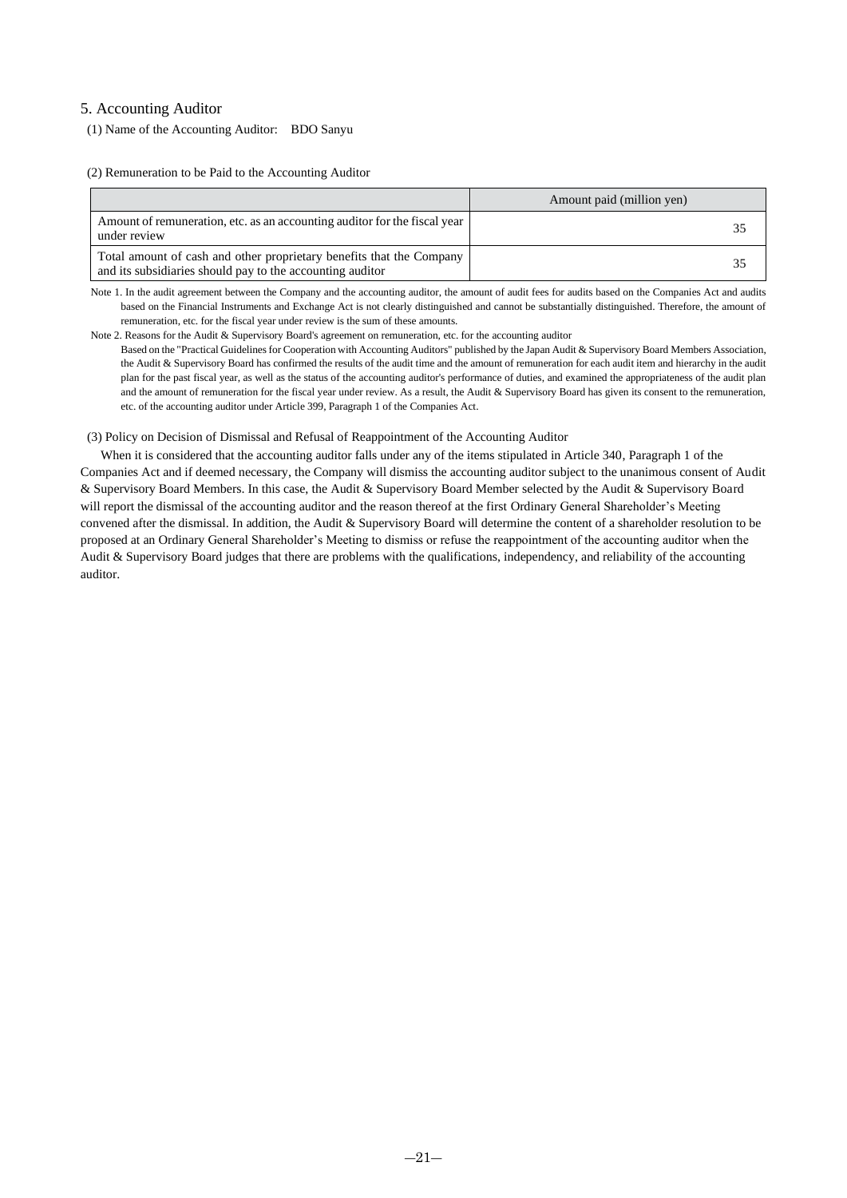## 5. Accounting Auditor

(1) Name of the Accounting Auditor: BDO Sanyu

(2) Remuneration to be Paid to the Accounting Auditor

| | Amount paid (million yen) |
|---|---|
| Amount of remuneration, etc. as an accounting auditor for the fiscal year under review | 35 |
| Total amount of cash and other proprietary benefits that the Company and its subsidiaries should pay to the accounting auditor | 35 |

Note 1. In the audit agreement between the Company and the accounting auditor, the amount of audit fees for audits based on the Companies Act and audits based on the Financial Instruments and Exchange Act is not clearly distinguished and cannot be substantially distinguished. Therefore, the amount of remuneration, etc. for the fiscal year under review is the sum of these amounts.

Note 2. Reasons for the Audit & Supervisory Board's agreement on remuneration, etc. for the accounting auditor
Based on the "Practical Guidelines for Cooperation with Accounting Auditors" published by the Japan Audit & Supervisory Board Members Association, the Audit & Supervisory Board has confirmed the results of the audit time and the amount of remuneration for each audit item and hierarchy in the audit plan for the past fiscal year, as well as the status of the accounting auditor's performance of duties, and examined the appropriateness of the audit plan and the amount of remuneration for the fiscal year under review. As a result, the Audit & Supervisory Board has given its consent to the remuneration, etc. of the accounting auditor under Article 399, Paragraph 1 of the Companies Act.

(3) Policy on Decision of Dismissal and Refusal of Reappointment of the Accounting Auditor

When it is considered that the accounting auditor falls under any of the items stipulated in Article 340, Paragraph 1 of the Companies Act and if deemed necessary, the Company will dismiss the accounting auditor subject to the unanimous consent of Audit & Supervisory Board Members. In this case, the Audit & Supervisory Board Member selected by the Audit & Supervisory Board will report the dismissal of the accounting auditor and the reason thereof at the first Ordinary General Shareholder's Meeting convened after the dismissal. In addition, the Audit & Supervisory Board will determine the content of a shareholder resolution to be proposed at an Ordinary General Shareholder's Meeting to dismiss or refuse the reappointment of the accounting auditor when the Audit & Supervisory Board judges that there are problems with the qualifications, independency, and reliability of the accounting auditor.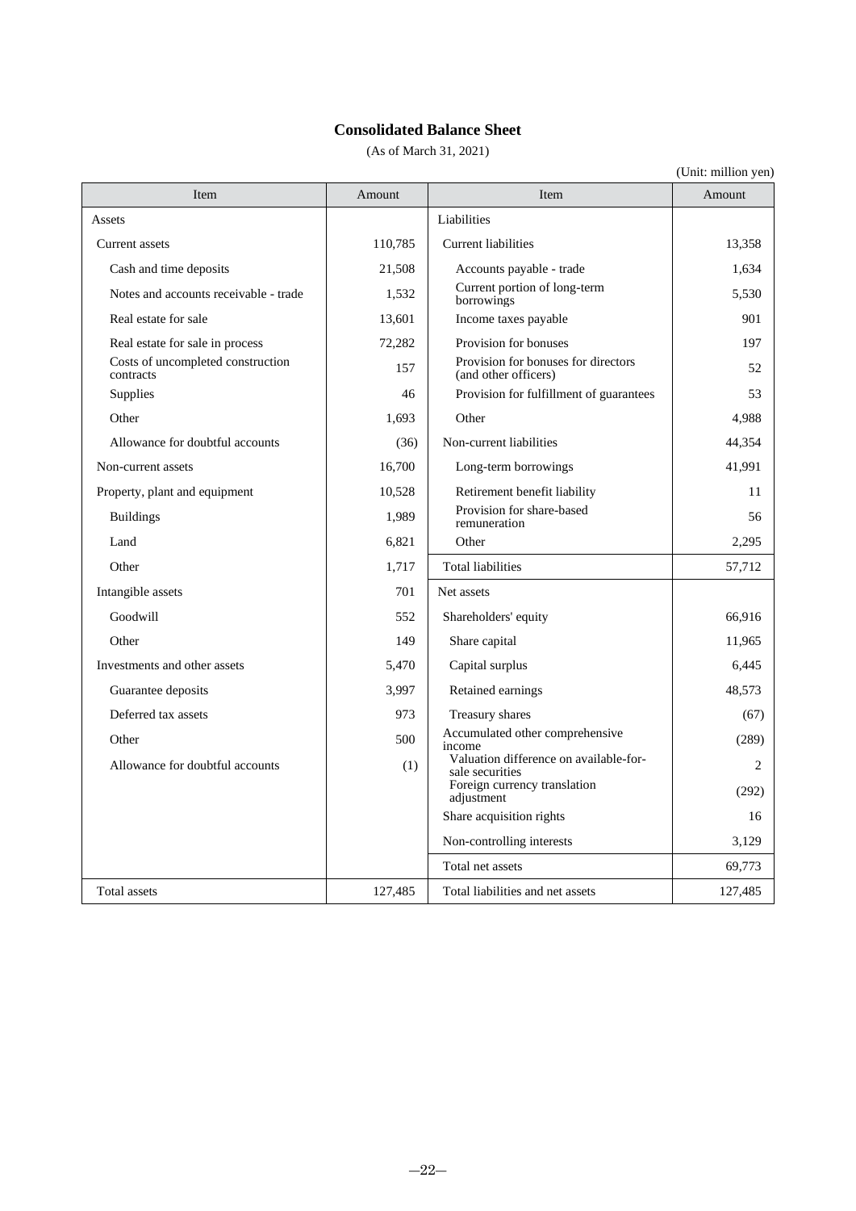# Consolidated Balance Sheet

(As of March 31, 2021)

(Unit: million yen)

| Item | Amount | Item | Amount |
|---|---|---|---|
| Assets | | Liabilities | |
| Current assets | 110,785 | Current liabilities | 13,358 |
| Cash and time deposits | 21,508 | Accounts payable - trade | 1,634 |
| Notes and accounts receivable - trade | 1,532 | Current portion of long-term borrowings | 5,530 |
| Real estate for sale | 13,601 | Income taxes payable | 901 |
| Real estate for sale in process | 72,282 | Provision for bonuses | 197 |
| Costs of uncompleted construction contracts | 157 | Provision for bonuses for directors (and other officers) | 52 |
| Supplies | 46 | Provision for fulfillment of guarantees | 53 |
| Other | 1,693 | Other | 4,988 |
| Allowance for doubtful accounts | (36) | Non-current liabilities | 44,354 |
| Non-current assets | 16,700 | Long-term borrowings | 41,991 |
| Property, plant and equipment | 10,528 | Retirement benefit liability | 11 |
| Buildings | 1,989 | Provision for share-based remuneration | 56 |
| Land | 6,821 | Other | 2,295 |
| Other | 1,717 | Total liabilities | 57,712 |
| Intangible assets | 701 | Net assets | |
| Goodwill | 552 | Shareholders' equity | 66,916 |
| Other | 149 | Share capital | 11,965 |
| Investments and other assets | 5,470 | Capital surplus | 6,445 |
| Guarantee deposits | 3,997 | Retained earnings | 48,573 |
| Deferred tax assets | 973 | Treasury shares | (67) |
| Other | 500 | Accumulated other comprehensive income | (289) |
| Allowance for doubtful accounts | (1) | Valuation difference on available-for-sale securities | 2 |
| | | Foreign currency translation adjustment | (292) |
| | | Share acquisition rights | 16 |
| | | Non-controlling interests | 3,129 |
| | | Total net assets | 69,773 |
| Total assets | 127,485 | Total liabilities and net assets | 127,485 |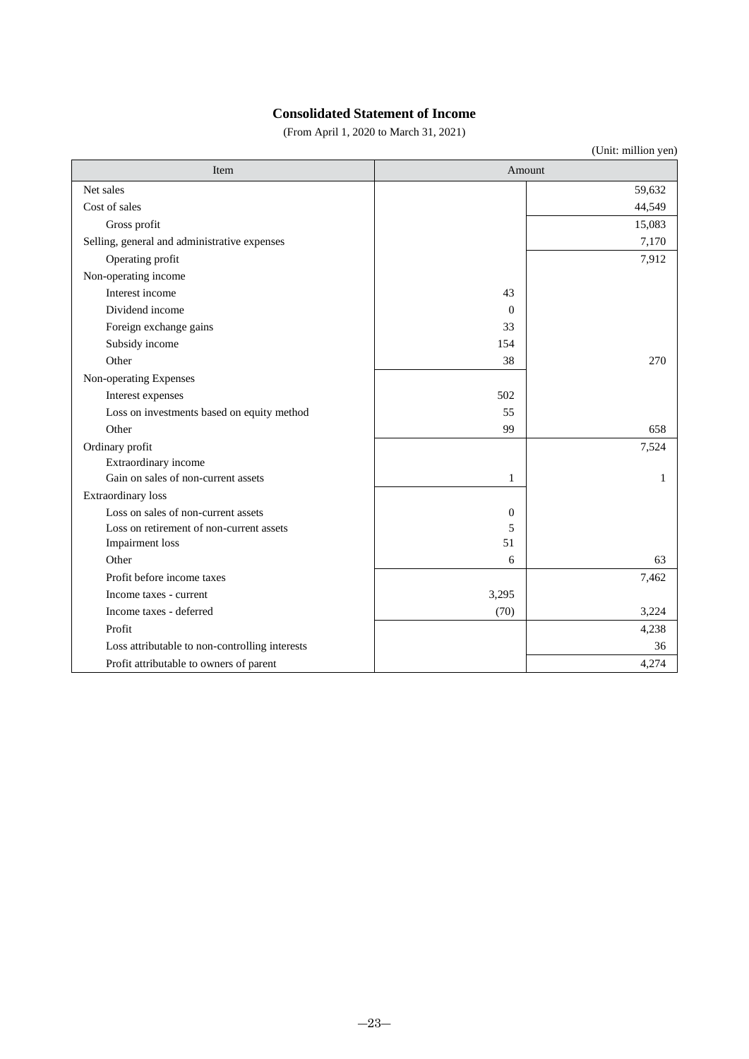## Consolidated Statement of Income

(From April 1, 2020 to March 31, 2021)

(Unit: million yen)

| Item | Amount | |
|---|---|---|
| Net sales | | 59,632 |
| Cost of sales | | 44,549 |
| Gross profit | | 15,083 |
| Selling, general and administrative expenses | | 7,170 |
| Operating profit | | 7,912 |
| Non-operating income | | |
| Interest income | 43 | |
| Dividend income | 0 | |
| Foreign exchange gains | 33 | |
| Subsidy income | 154 | |
| Other | 38 | 270 |
| Non-operating Expenses | | |
| Interest expenses | 502 | |
| Loss on investments based on equity method | 55 | |
| Other | 99 | 658 |
| Ordinary profit | | 7,524 |
| Extraordinary income | | |
| Gain on sales of non-current assets | 1 | 1 |
| Extraordinary loss | | |
| Loss on sales of non-current assets | 0 | |
| Loss on retirement of non-current assets | 5 | |
| Impairment loss | 51 | |
| Other | 6 | 63 |
| Profit before income taxes | | 7,462 |
| Income taxes - current | 3,295 | |
| Income taxes - deferred | (70) | 3,224 |
| Profit | | 4,238 |
| Loss attributable to non-controlling interests | | 36 |
| Profit attributable to owners of parent | | 4,274 |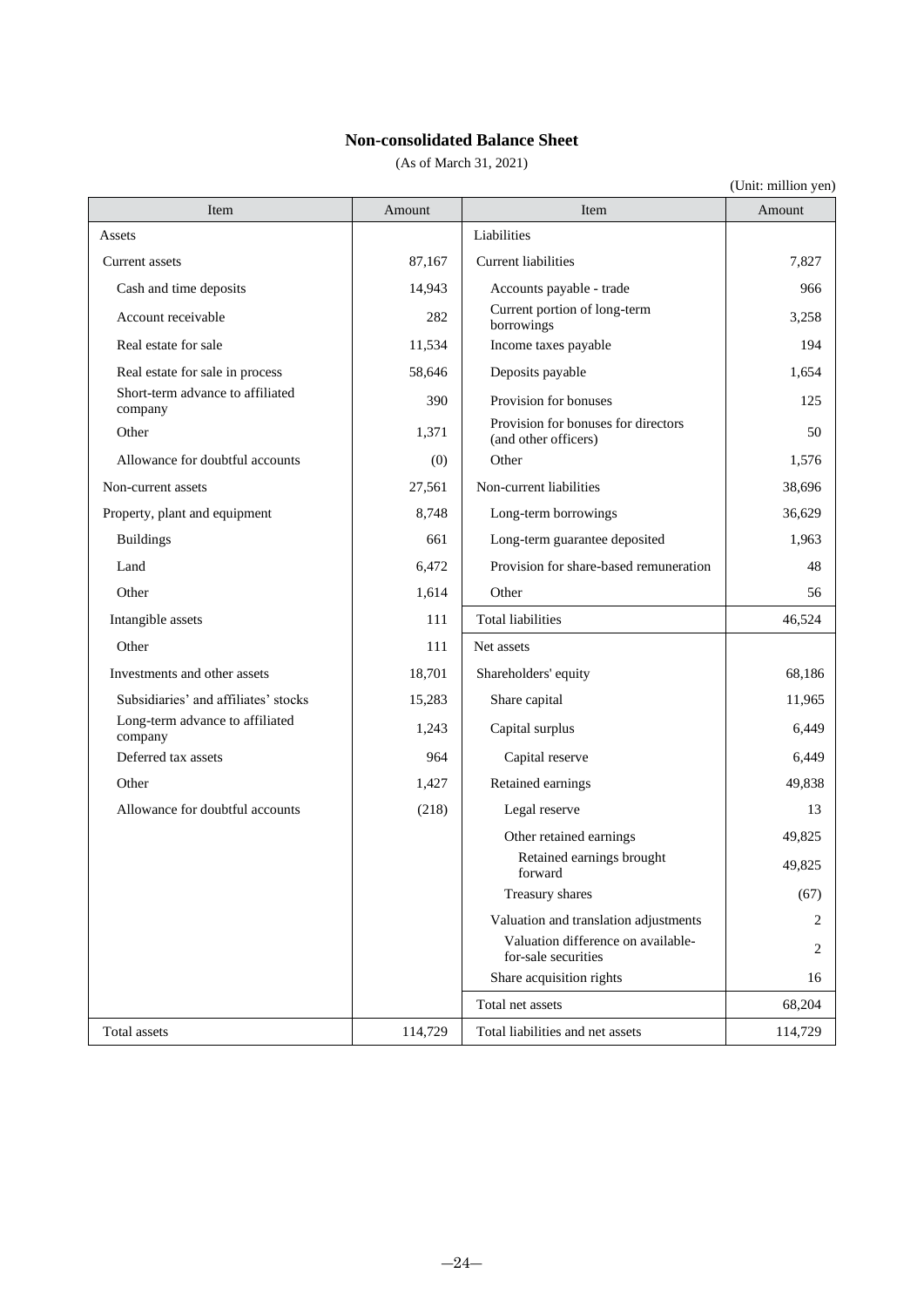# Non-consolidated Balance Sheet

(As of March 31, 2021)

(Unit: million yen)

| Item | Amount | Item | Amount |
|---|---|---|---|
| Assets | | Liabilities | |
| Current assets | 87,167 | Current liabilities | 7,827 |
| Cash and time deposits | 14,943 | Accounts payable - trade | 966 |
| Account receivable | 282 | Current portion of long-term borrowings | 3,258 |
| Real estate for sale | 11,534 | Income taxes payable | 194 |
| Real estate for sale in process | 58,646 | Deposits payable | 1,654 |
| Short-term advance to affiliated company | 390 | Provision for bonuses | 125 |
| Other | 1,371 | Provision for bonuses for directors (and other officers) | 50 |
| Allowance for doubtful accounts | (0) | Other | 1,576 |
| Non-current assets | 27,561 | Non-current liabilities | 38,696 |
| Property, plant and equipment | 8,748 | Long-term borrowings | 36,629 |
| Buildings | 661 | Long-term guarantee deposited | 1,963 |
| Land | 6,472 | Provision for share-based remuneration | 48 |
| Other | 1,614 | Other | 56 |
| Intangible assets | 111 | Total liabilities | 46,524 |
| Other | 111 | Net assets | |
| Investments and other assets | 18,701 | Shareholders' equity | 68,186 |
| Subsidiaries' and affiliates' stocks | 15,283 | Share capital | 11,965 |
| Long-term advance to affiliated company | 1,243 | Capital surplus | 6,449 |
| Deferred tax assets | 964 | Capital reserve | 6,449 |
| Other | 1,427 | Retained earnings | 49,838 |
| Allowance for doubtful accounts | (218) | Legal reserve | 13 |
| | | Other retained earnings | 49,825 |
| | | Retained earnings brought forward | 49,825 |
| | | Treasury shares | (67) |
| | | Valuation and translation adjustments | 2 |
| | | Valuation difference on available-for-sale securities | 2 |
| | | Share acquisition rights | 16 |
| | | Total net assets | 68,204 |
| Total assets | 114,729 | Total liabilities and net assets | 114,729 |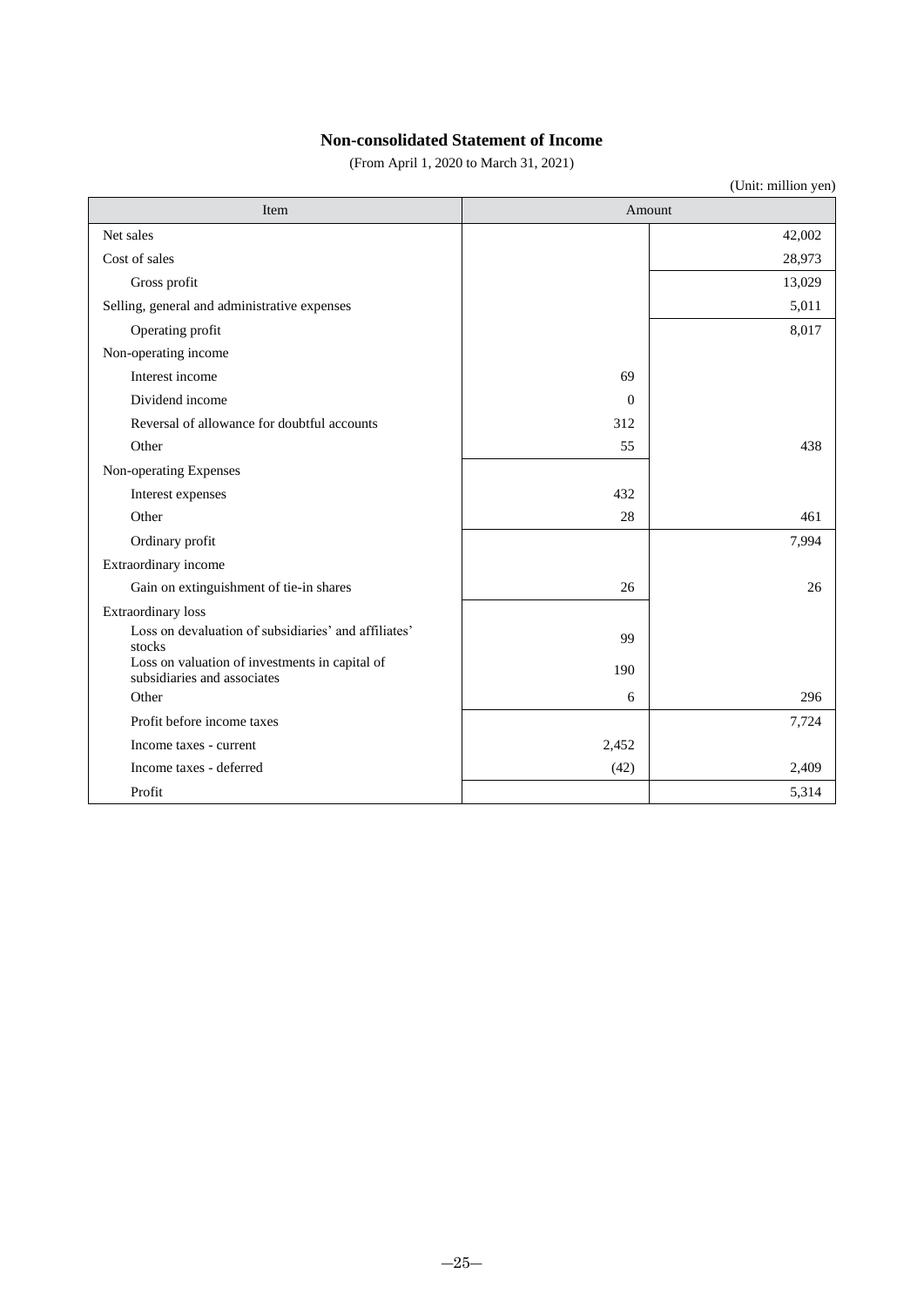# Non-consolidated Statement of Income

(From April 1, 2020 to March 31, 2021)

(Unit: million yen)

| Item | Amount | |
|---|---|---|
| Net sales | | 42,002 |
| Cost of sales | | 28,973 |
| Gross profit | | 13,029 |
| Selling, general and administrative expenses | | 5,011 |
| Operating profit | | 8,017 |
| Non-operating income | | |
| Interest income | 69 | |
| Dividend income | 0 | |
| Reversal of allowance for doubtful accounts | 312 | |
| Other | 55 | 438 |
| Non-operating Expenses | | |
| Interest expenses | 432 | |
| Other | 28 | 461 |
| Ordinary profit | | 7,994 |
| Extraordinary income | | |
| Gain on extinguishment of tie-in shares | 26 | 26 |
| Extraordinary loss | | |
| Loss on devaluation of subsidiaries' and affiliates' stocks | 99 | |
| Loss on valuation of investments in capital of subsidiaries and associates | 190 | |
| Other | 6 | 296 |
| Profit before income taxes | | 7,724 |
| Income taxes - current | 2,452 | |
| Income taxes - deferred | (42) | 2,409 |
| Profit | | 5,314 |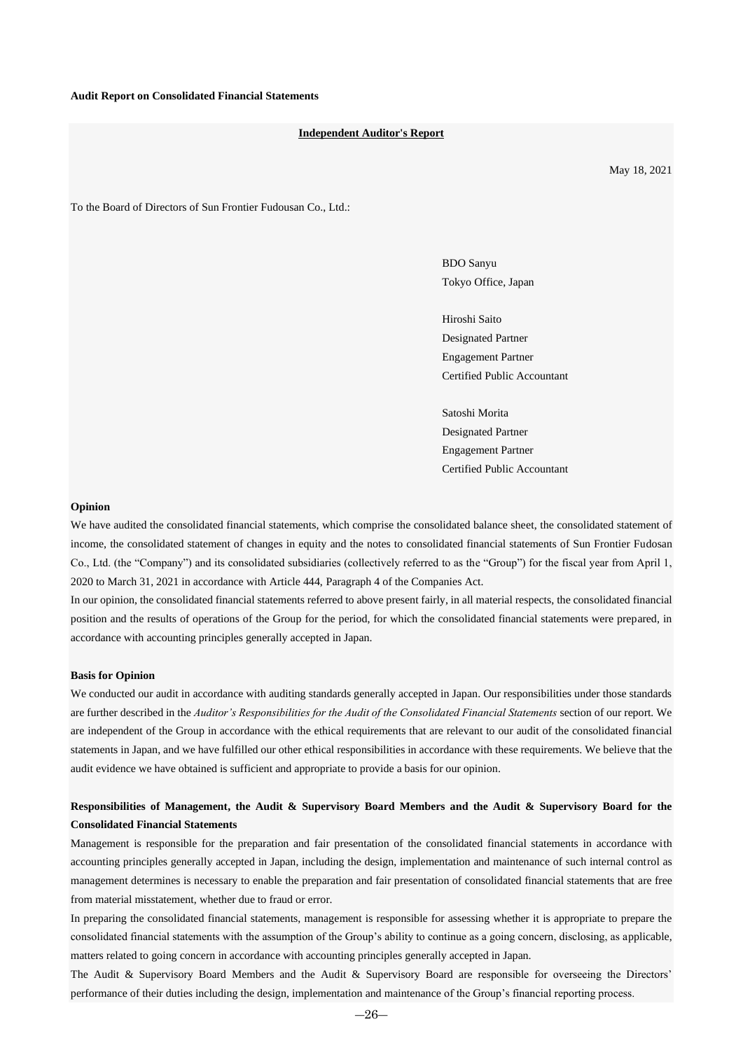**Audit Report on Consolidated Financial Statements**

**Independent Auditor's Report**

May 18, 2021

To the Board of Directors of Sun Frontier Fudousan Co., Ltd.:

BDO Sanyu
Tokyo Office, Japan

Hiroshi Saito
Designated Partner
Engagement Partner
Certified Public Accountant

Satoshi Morita
Designated Partner
Engagement Partner
Certified Public Accountant

**Opinion**

We have audited the consolidated financial statements, which comprise the consolidated balance sheet, the consolidated statement of income, the consolidated statement of changes in equity and the notes to consolidated financial statements of Sun Frontier Fudosan Co., Ltd. (the "Company") and its consolidated subsidiaries (collectively referred to as the "Group") for the fiscal year from April 1, 2020 to March 31, 2021 in accordance with Article 444, Paragraph 4 of the Companies Act.

In our opinion, the consolidated financial statements referred to above present fairly, in all material respects, the consolidated financial position and the results of operations of the Group for the period, for which the consolidated financial statements were prepared, in accordance with accounting principles generally accepted in Japan.

**Basis for Opinion**

We conducted our audit in accordance with auditing standards generally accepted in Japan. Our responsibilities under those standards are further described in the *Auditor's Responsibilities for the Audit of the Consolidated Financial Statements* section of our report. We are independent of the Group in accordance with the ethical requirements that are relevant to our audit of the consolidated financial statements in Japan, and we have fulfilled our other ethical responsibilities in accordance with these requirements. We believe that the audit evidence we have obtained is sufficient and appropriate to provide a basis for our opinion.

**Responsibilities of Management, the Audit & Supervisory Board Members and the Audit & Supervisory Board for the Consolidated Financial Statements**

Management is responsible for the preparation and fair presentation of the consolidated financial statements in accordance with accounting principles generally accepted in Japan, including the design, implementation and maintenance of such internal control as management determines is necessary to enable the preparation and fair presentation of consolidated financial statements that are free from material misstatement, whether due to fraud or error.

In preparing the consolidated financial statements, management is responsible for assessing whether it is appropriate to prepare the consolidated financial statements with the assumption of the Group's ability to continue as a going concern, disclosing, as applicable, matters related to going concern in accordance with accounting principles generally accepted in Japan.

The Audit & Supervisory Board Members and the Audit & Supervisory Board are responsible for overseeing the Directors' performance of their duties including the design, implementation and maintenance of the Group's financial reporting process.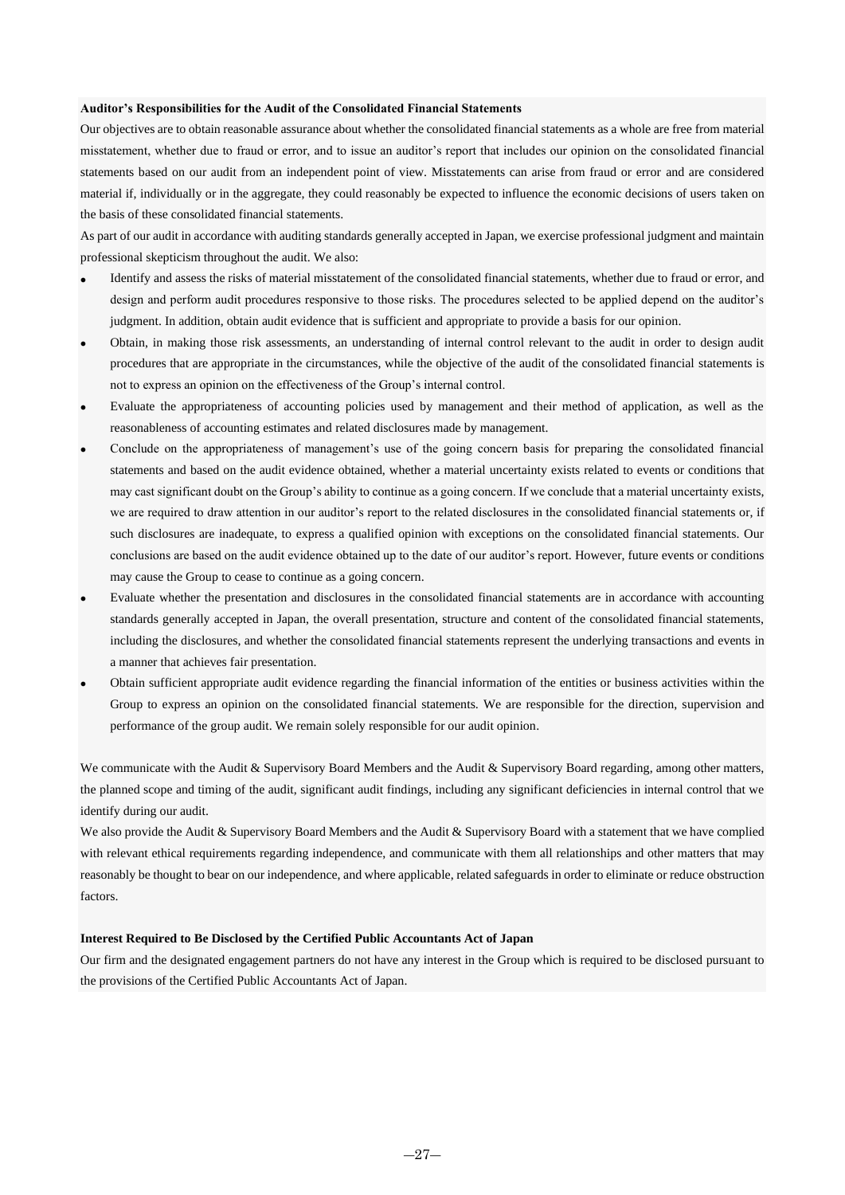**Auditor's Responsibilities for the Audit of the Consolidated Financial Statements**

Our objectives are to obtain reasonable assurance about whether the consolidated financial statements as a whole are free from material misstatement, whether due to fraud or error, and to issue an auditor's report that includes our opinion on the consolidated financial statements based on our audit from an independent point of view. Misstatements can arise from fraud or error and are considered material if, individually or in the aggregate, they could reasonably be expected to influence the economic decisions of users taken on the basis of these consolidated financial statements.

As part of our audit in accordance with auditing standards generally accepted in Japan, we exercise professional judgment and maintain professional skepticism throughout the audit. We also:

- Identify and assess the risks of material misstatement of the consolidated financial statements, whether due to fraud or error, and design and perform audit procedures responsive to those risks. The procedures selected to be applied depend on the auditor's judgment. In addition, obtain audit evidence that is sufficient and appropriate to provide a basis for our opinion.
- Obtain, in making those risk assessments, an understanding of internal control relevant to the audit in order to design audit procedures that are appropriate in the circumstances, while the objective of the audit of the consolidated financial statements is not to express an opinion on the effectiveness of the Group's internal control.
- Evaluate the appropriateness of accounting policies used by management and their method of application, as well as the reasonableness of accounting estimates and related disclosures made by management.
- Conclude on the appropriateness of management's use of the going concern basis for preparing the consolidated financial statements and based on the audit evidence obtained, whether a material uncertainty exists related to events or conditions that may cast significant doubt on the Group's ability to continue as a going concern. If we conclude that a material uncertainty exists, we are required to draw attention in our auditor's report to the related disclosures in the consolidated financial statements or, if such disclosures are inadequate, to express a qualified opinion with exceptions on the consolidated financial statements. Our conclusions are based on the audit evidence obtained up to the date of our auditor's report. However, future events or conditions may cause the Group to cease to continue as a going concern.
- Evaluate whether the presentation and disclosures in the consolidated financial statements are in accordance with accounting standards generally accepted in Japan, the overall presentation, structure and content of the consolidated financial statements, including the disclosures, and whether the consolidated financial statements represent the underlying transactions and events in a manner that achieves fair presentation.
- Obtain sufficient appropriate audit evidence regarding the financial information of the entities or business activities within the Group to express an opinion on the consolidated financial statements. We are responsible for the direction, supervision and performance of the group audit. We remain solely responsible for our audit opinion.

We communicate with the Audit & Supervisory Board Members and the Audit & Supervisory Board regarding, among other matters, the planned scope and timing of the audit, significant audit findings, including any significant deficiencies in internal control that we identify during our audit.

We also provide the Audit & Supervisory Board Members and the Audit & Supervisory Board with a statement that we have complied with relevant ethical requirements regarding independence, and communicate with them all relationships and other matters that may reasonably be thought to bear on our independence, and where applicable, related safeguards in order to eliminate or reduce obstruction factors.

**Interest Required to Be Disclosed by the Certified Public Accountants Act of Japan**

Our firm and the designated engagement partners do not have any interest in the Group which is required to be disclosed pursuant to the provisions of the Certified Public Accountants Act of Japan.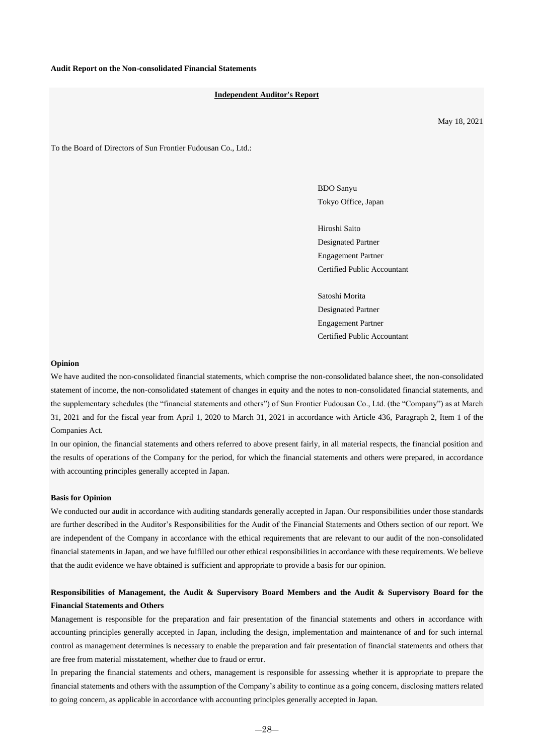**Audit Report on the Non-consolidated Financial Statements**

**Independent Auditor's Report**

May 18, 2021

To the Board of Directors of Sun Frontier Fudousan Co., Ltd.:

BDO Sanyu
Tokyo Office, Japan

Hiroshi Saito
Designated Partner
Engagement Partner
Certified Public Accountant

Satoshi Morita
Designated Partner
Engagement Partner
Certified Public Accountant

**Opinion**

We have audited the non-consolidated financial statements, which comprise the non-consolidated balance sheet, the non-consolidated statement of income, the non-consolidated statement of changes in equity and the notes to non-consolidated financial statements, and the supplementary schedules (the "financial statements and others") of Sun Frontier Fudousan Co., Ltd. (the "Company") as at March 31, 2021 and for the fiscal year from April 1, 2020 to March 31, 2021 in accordance with Article 436, Paragraph 2, Item 1 of the Companies Act.

In our opinion, the financial statements and others referred to above present fairly, in all material respects, the financial position and the results of operations of the Company for the period, for which the financial statements and others were prepared, in accordance with accounting principles generally accepted in Japan.

**Basis for Opinion**

We conducted our audit in accordance with auditing standards generally accepted in Japan. Our responsibilities under those standards are further described in the Auditor's Responsibilities for the Audit of the Financial Statements and Others section of our report. We are independent of the Company in accordance with the ethical requirements that are relevant to our audit of the non-consolidated financial statements in Japan, and we have fulfilled our other ethical responsibilities in accordance with these requirements. We believe that the audit evidence we have obtained is sufficient and appropriate to provide a basis for our opinion.

**Responsibilities of Management, the Audit & Supervisory Board Members and the Audit & Supervisory Board for the Financial Statements and Others**

Management is responsible for the preparation and fair presentation of the financial statements and others in accordance with accounting principles generally accepted in Japan, including the design, implementation and maintenance of and for such internal control as management determines is necessary to enable the preparation and fair presentation of financial statements and others that are free from material misstatement, whether due to fraud or error.

In preparing the financial statements and others, management is responsible for assessing whether it is appropriate to prepare the financial statements and others with the assumption of the Company's ability to continue as a going concern, disclosing matters related to going concern, as applicable in accordance with accounting principles generally accepted in Japan.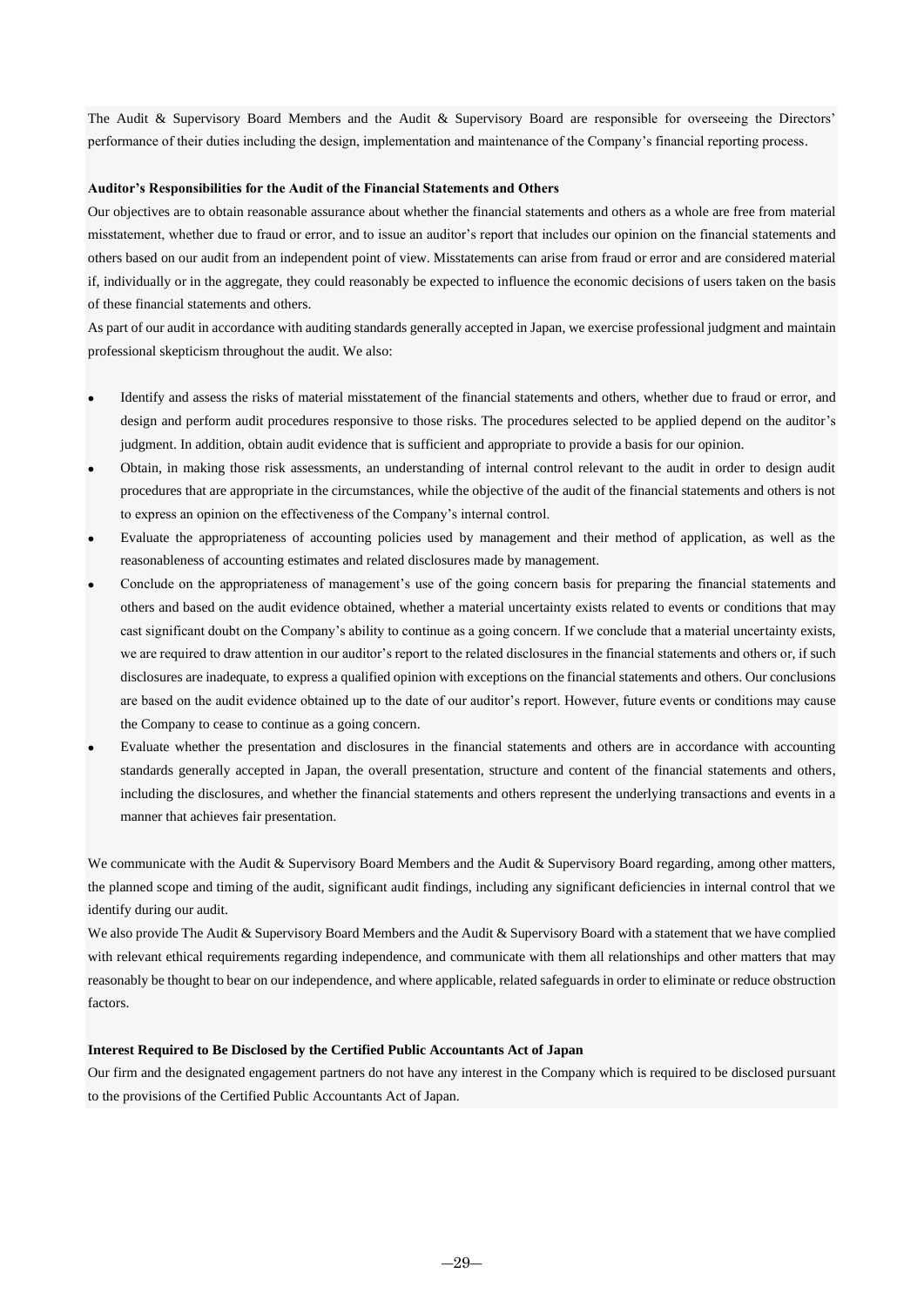The Audit & Supervisory Board Members and the Audit & Supervisory Board are responsible for overseeing the Directors' performance of their duties including the design, implementation and maintenance of the Company's financial reporting process.

**Auditor's Responsibilities for the Audit of the Financial Statements and Others**

Our objectives are to obtain reasonable assurance about whether the financial statements and others as a whole are free from material misstatement, whether due to fraud or error, and to issue an auditor's report that includes our opinion on the financial statements and others based on our audit from an independent point of view. Misstatements can arise from fraud or error and are considered material if, individually or in the aggregate, they could reasonably be expected to influence the economic decisions of users taken on the basis of these financial statements and others.

As part of our audit in accordance with auditing standards generally accepted in Japan, we exercise professional judgment and maintain professional skepticism throughout the audit. We also:

- Identify and assess the risks of material misstatement of the financial statements and others, whether due to fraud or error, and design and perform audit procedures responsive to those risks. The procedures selected to be applied depend on the auditor's judgment. In addition, obtain audit evidence that is sufficient and appropriate to provide a basis for our opinion.
- Obtain, in making those risk assessments, an understanding of internal control relevant to the audit in order to design audit procedures that are appropriate in the circumstances, while the objective of the audit of the financial statements and others is not to express an opinion on the effectiveness of the Company's internal control.
- Evaluate the appropriateness of accounting policies used by management and their method of application, as well as the reasonableness of accounting estimates and related disclosures made by management.
- Conclude on the appropriateness of management's use of the going concern basis for preparing the financial statements and others and based on the audit evidence obtained, whether a material uncertainty exists related to events or conditions that may cast significant doubt on the Company's ability to continue as a going concern. If we conclude that a material uncertainty exists, we are required to draw attention in our auditor's report to the related disclosures in the financial statements and others or, if such disclosures are inadequate, to express a qualified opinion with exceptions on the financial statements and others. Our conclusions are based on the audit evidence obtained up to the date of our auditor's report. However, future events or conditions may cause the Company to cease to continue as a going concern.
- Evaluate whether the presentation and disclosures in the financial statements and others are in accordance with accounting standards generally accepted in Japan, the overall presentation, structure and content of the financial statements and others, including the disclosures, and whether the financial statements and others represent the underlying transactions and events in a manner that achieves fair presentation.

We communicate with the Audit & Supervisory Board Members and the Audit & Supervisory Board regarding, among other matters, the planned scope and timing of the audit, significant audit findings, including any significant deficiencies in internal control that we identify during our audit.

We also provide The Audit & Supervisory Board Members and the Audit & Supervisory Board with a statement that we have complied with relevant ethical requirements regarding independence, and communicate with them all relationships and other matters that may reasonably be thought to bear on our independence, and where applicable, related safeguards in order to eliminate or reduce obstruction factors.

**Interest Required to Be Disclosed by the Certified Public Accountants Act of Japan**

Our firm and the designated engagement partners do not have any interest in the Company which is required to be disclosed pursuant to the provisions of the Certified Public Accountants Act of Japan.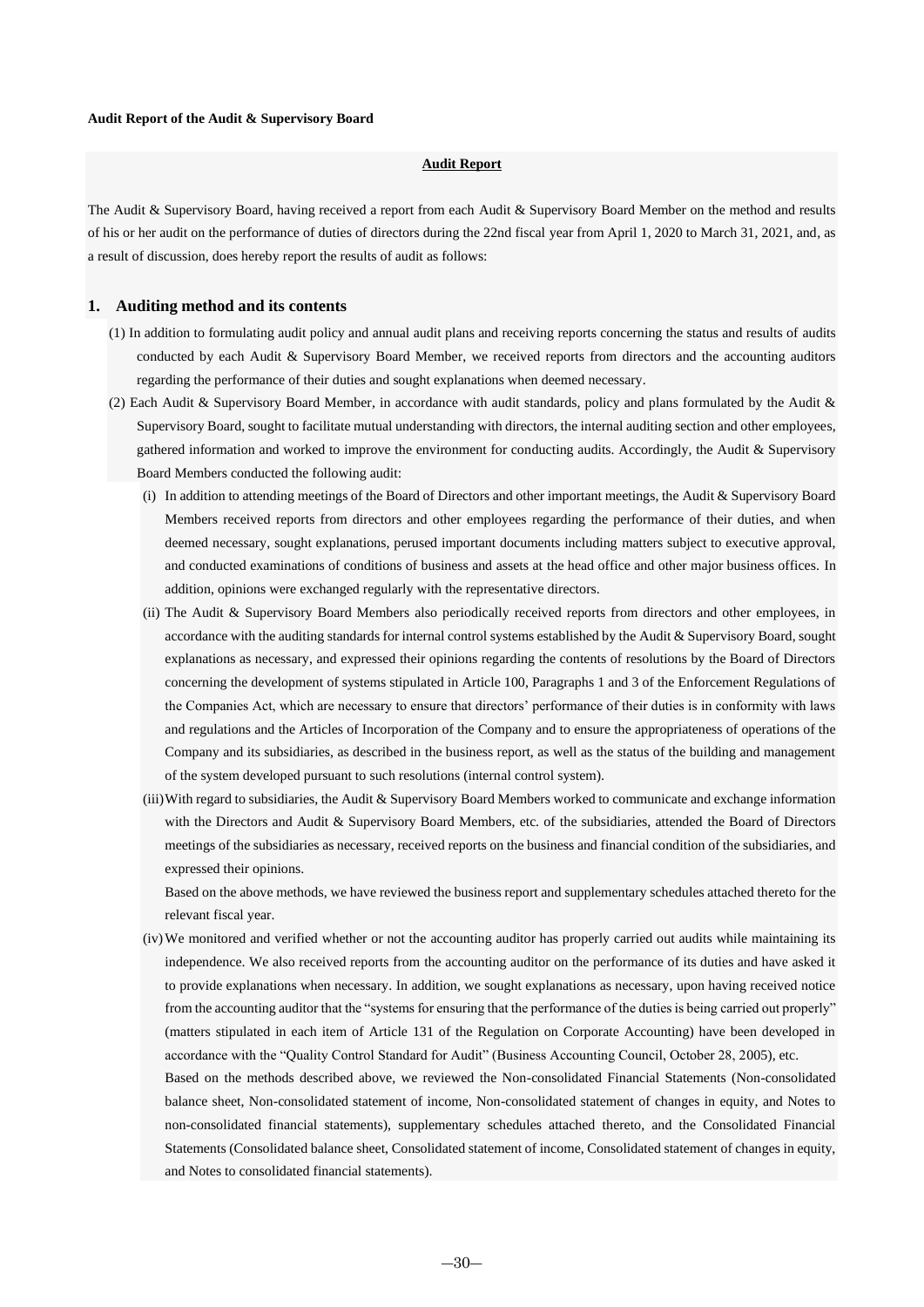**Audit Report of the Audit & Supervisory Board**

**Audit Report**

The Audit & Supervisory Board, having received a report from each Audit & Supervisory Board Member on the method and results of his or her audit on the performance of duties of directors during the 22nd fiscal year from April 1, 2020 to March 31, 2021, and, as a result of discussion, does hereby report the results of audit as follows:

## 1. Auditing method and its contents

(1) In addition to formulating audit policy and annual audit plans and receiving reports concerning the status and results of audits conducted by each Audit & Supervisory Board Member, we received reports from directors and the accounting auditors regarding the performance of their duties and sought explanations when deemed necessary.

(2) Each Audit & Supervisory Board Member, in accordance with audit standards, policy and plans formulated by the Audit & Supervisory Board, sought to facilitate mutual understanding with directors, the internal auditing section and other employees, gathered information and worked to improve the environment for conducting audits. Accordingly, the Audit & Supervisory Board Members conducted the following audit:

(i) In addition to attending meetings of the Board of Directors and other important meetings, the Audit & Supervisory Board Members received reports from directors and other employees regarding the performance of their duties, and when deemed necessary, sought explanations, perused important documents including matters subject to executive approval, and conducted examinations of conditions of business and assets at the head office and other major business offices. In addition, opinions were exchanged regularly with the representative directors.

(ii) The Audit & Supervisory Board Members also periodically received reports from directors and other employees, in accordance with the auditing standards for internal control systems established by the Audit & Supervisory Board, sought explanations as necessary, and expressed their opinions regarding the contents of resolutions by the Board of Directors concerning the development of systems stipulated in Article 100, Paragraphs 1 and 3 of the Enforcement Regulations of the Companies Act, which are necessary to ensure that directors' performance of their duties is in conformity with laws and regulations and the Articles of Incorporation of the Company and to ensure the appropriateness of operations of the Company and its subsidiaries, as described in the business report, as well as the status of the building and management of the system developed pursuant to such resolutions (internal control system).

(iii) With regard to subsidiaries, the Audit & Supervisory Board Members worked to communicate and exchange information with the Directors and Audit & Supervisory Board Members, etc. of the subsidiaries, attended the Board of Directors meetings of the subsidiaries as necessary, received reports on the business and financial condition of the subsidiaries, and expressed their opinions.

Based on the above methods, we have reviewed the business report and supplementary schedules attached thereto for the relevant fiscal year.

(iv) We monitored and verified whether or not the accounting auditor has properly carried out audits while maintaining its independence. We also received reports from the accounting auditor on the performance of its duties and have asked it to provide explanations when necessary. In addition, we sought explanations as necessary, upon having received notice from the accounting auditor that the "systems for ensuring that the performance of the duties is being carried out properly" (matters stipulated in each item of Article 131 of the Regulation on Corporate Accounting) have been developed in accordance with the "Quality Control Standard for Audit" (Business Accounting Council, October 28, 2005), etc.

Based on the methods described above, we reviewed the Non-consolidated Financial Statements (Non-consolidated balance sheet, Non-consolidated statement of income, Non-consolidated statement of changes in equity, and Notes to non-consolidated financial statements), supplementary schedules attached thereto, and the Consolidated Financial Statements (Consolidated balance sheet, Consolidated statement of income, Consolidated statement of changes in equity, and Notes to consolidated financial statements).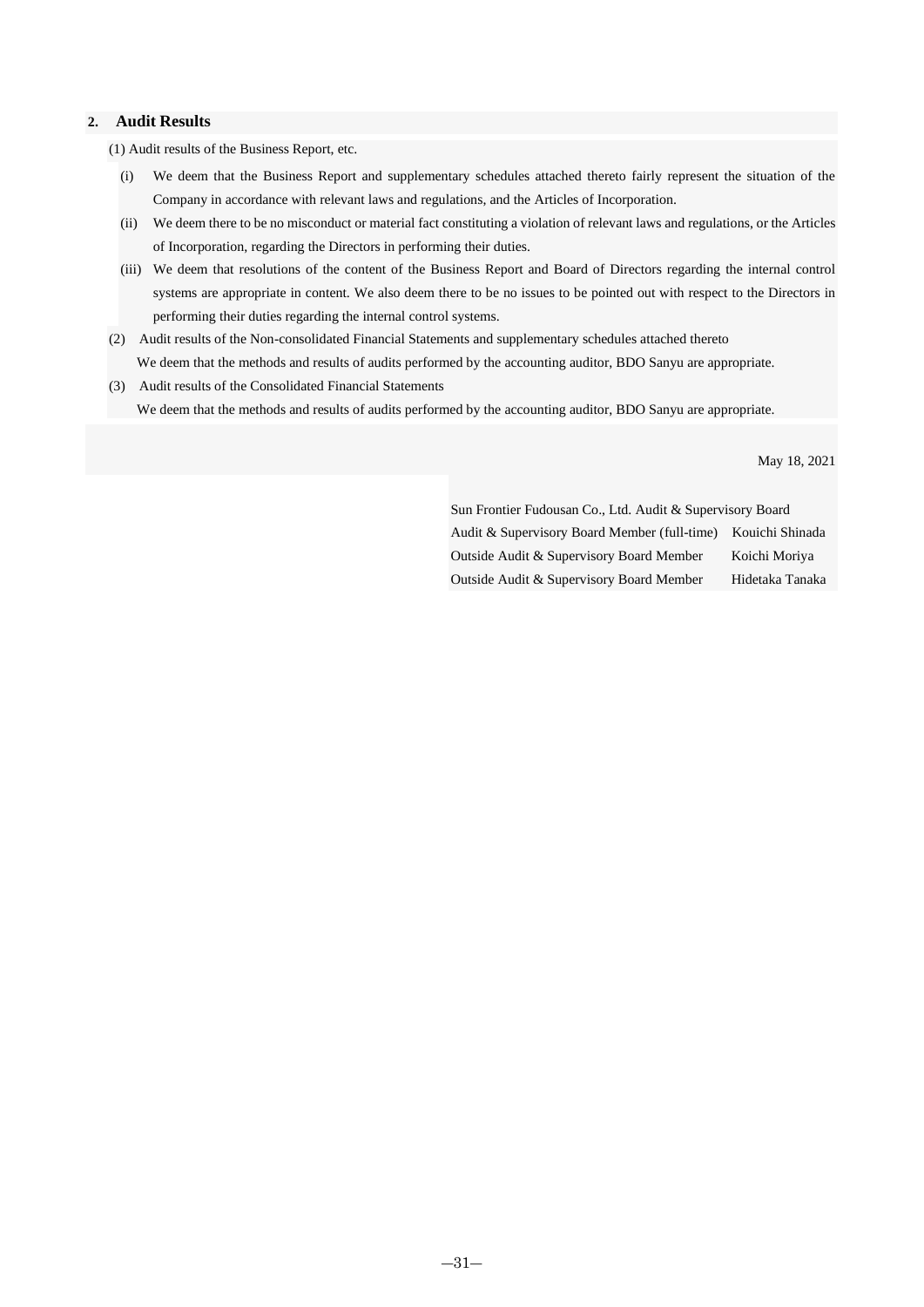## 2. Audit Results

(1) Audit results of the Business Report, etc.

(i) We deem that the Business Report and supplementary schedules attached thereto fairly represent the situation of the Company in accordance with relevant laws and regulations, and the Articles of Incorporation.

(ii) We deem there to be no misconduct or material fact constituting a violation of relevant laws and regulations, or the Articles of Incorporation, regarding the Directors in performing their duties.

(iii) We deem that resolutions of the content of the Business Report and Board of Directors regarding the internal control systems are appropriate in content. We also deem there to be no issues to be pointed out with respect to the Directors in performing their duties regarding the internal control systems.

(2) Audit results of the Non-consolidated Financial Statements and supplementary schedules attached thereto

We deem that the methods and results of audits performed by the accounting auditor, BDO Sanyu are appropriate.

(3) Audit results of the Consolidated Financial Statements

We deem that the methods and results of audits performed by the accounting auditor, BDO Sanyu are appropriate.

May 18, 2021

Sun Frontier Fudousan Co., Ltd. Audit & Supervisory Board

| | |
|---|---|
| Audit & Supervisory Board Member (full-time) | Kouichi Shinada |
| Outside Audit & Supervisory Board Member | Koichi Moriya |
| Outside Audit & Supervisory Board Member | Hidetaka Tanaka |